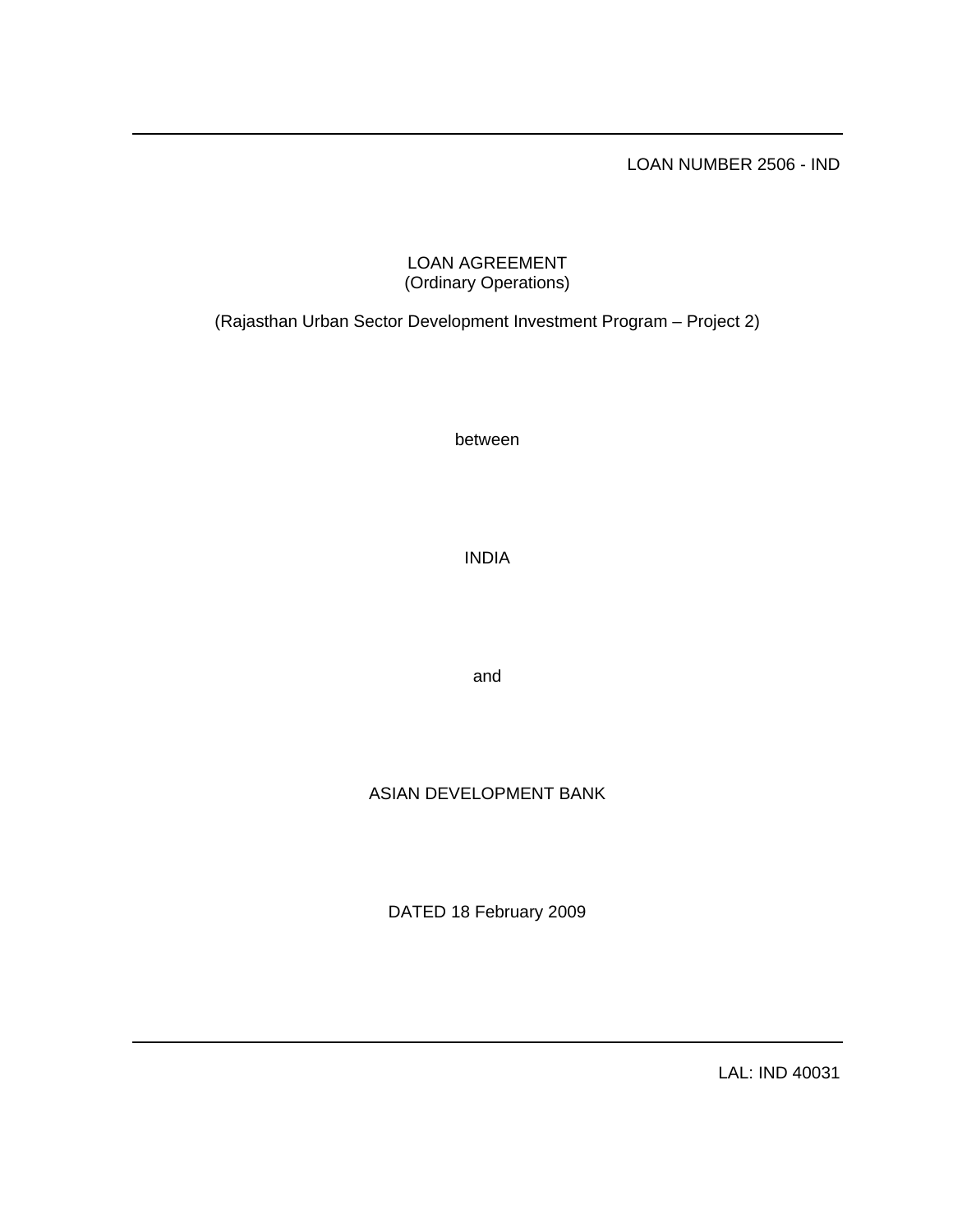LOAN NUMBER 2506 - IND

# LOAN AGREEMENT
(Ordinary Operations)

(Rajasthan Urban Sector Development Investment Program – Project 2)

between

INDIA

and

ASIAN DEVELOPMENT BANK

DATED 18 February 2009

LAL: IND 40031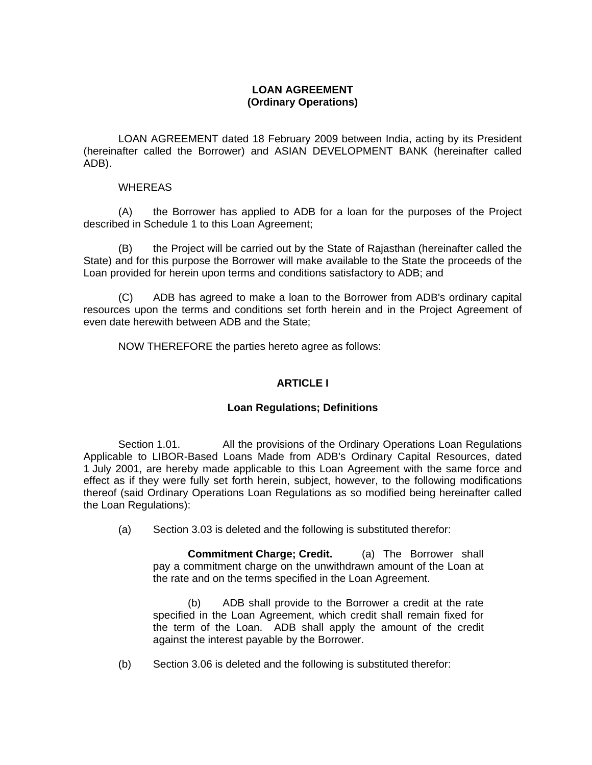**LOAN AGREEMENT**
**(Ordinary Operations)**

LOAN AGREEMENT dated 18 February 2009 between India, acting by its President (hereinafter called the Borrower) and ASIAN DEVELOPMENT BANK (hereinafter called ADB).

WHEREAS

(A) the Borrower has applied to ADB for a loan for the purposes of the Project described in Schedule 1 to this Loan Agreement;

(B) the Project will be carried out by the State of Rajasthan (hereinafter called the State) and for this purpose the Borrower will make available to the State the proceeds of the Loan provided for herein upon terms and conditions satisfactory to ADB; and

(C) ADB has agreed to make a loan to the Borrower from ADB's ordinary capital resources upon the terms and conditions set forth herein and in the Project Agreement of even date herewith between ADB and the State;

NOW THEREFORE the parties hereto agree as follows:

## ARTICLE I

### Loan Regulations; Definitions

Section 1.01. All the provisions of the Ordinary Operations Loan Regulations Applicable to LIBOR-Based Loans Made from ADB's Ordinary Capital Resources, dated 1 July 2001, are hereby made applicable to this Loan Agreement with the same force and effect as if they were fully set forth herein, subject, however, to the following modifications thereof (said Ordinary Operations Loan Regulations as so modified being hereinafter called the Loan Regulations):

(a) Section 3.03 is deleted and the following is substituted therefor:

> **Commitment Charge; Credit.** (a) The Borrower shall pay a commitment charge on the unwithdrawn amount of the Loan at the rate and on the terms specified in the Loan Agreement.
>
> (b) ADB shall provide to the Borrower a credit at the rate specified in the Loan Agreement, which credit shall remain fixed for the term of the Loan. ADB shall apply the amount of the credit against the interest payable by the Borrower.

(b) Section 3.06 is deleted and the following is substituted therefor: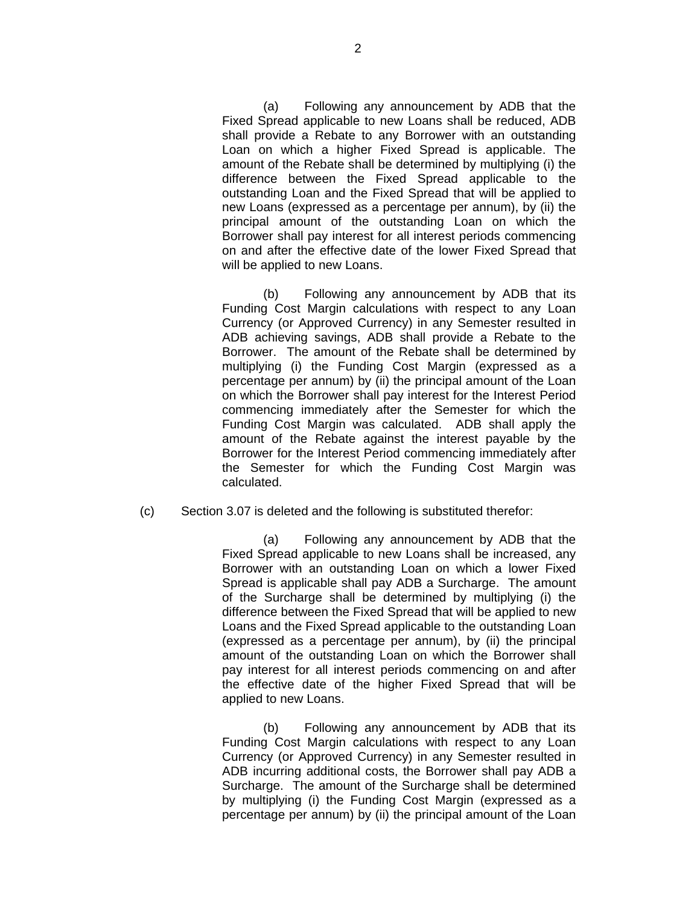(a) Following any announcement by ADB that the Fixed Spread applicable to new Loans shall be reduced, ADB shall provide a Rebate to any Borrower with an outstanding Loan on which a higher Fixed Spread is applicable. The amount of the Rebate shall be determined by multiplying (i) the difference between the Fixed Spread applicable to the outstanding Loan and the Fixed Spread that will be applied to new Loans (expressed as a percentage per annum), by (ii) the principal amount of the outstanding Loan on which the Borrower shall pay interest for all interest periods commencing on and after the effective date of the lower Fixed Spread that will be applied to new Loans.

(b) Following any announcement by ADB that its Funding Cost Margin calculations with respect to any Loan Currency (or Approved Currency) in any Semester resulted in ADB achieving savings, ADB shall provide a Rebate to the Borrower. The amount of the Rebate shall be determined by multiplying (i) the Funding Cost Margin (expressed as a percentage per annum) by (ii) the principal amount of the Loan on which the Borrower shall pay interest for the Interest Period commencing immediately after the Semester for which the Funding Cost Margin was calculated. ADB shall apply the amount of the Rebate against the interest payable by the Borrower for the Interest Period commencing immediately after the Semester for which the Funding Cost Margin was calculated.

(c) Section 3.07 is deleted and the following is substituted therefor:

(a) Following any announcement by ADB that the Fixed Spread applicable to new Loans shall be increased, any Borrower with an outstanding Loan on which a lower Fixed Spread is applicable shall pay ADB a Surcharge. The amount of the Surcharge shall be determined by multiplying (i) the difference between the Fixed Spread that will be applied to new Loans and the Fixed Spread applicable to the outstanding Loan (expressed as a percentage per annum), by (ii) the principal amount of the outstanding Loan on which the Borrower shall pay interest for all interest periods commencing on and after the effective date of the higher Fixed Spread that will be applied to new Loans.

(b) Following any announcement by ADB that its Funding Cost Margin calculations with respect to any Loan Currency (or Approved Currency) in any Semester resulted in ADB incurring additional costs, the Borrower shall pay ADB a Surcharge. The amount of the Surcharge shall be determined by multiplying (i) the Funding Cost Margin (expressed as a percentage per annum) by (ii) the principal amount of the Loan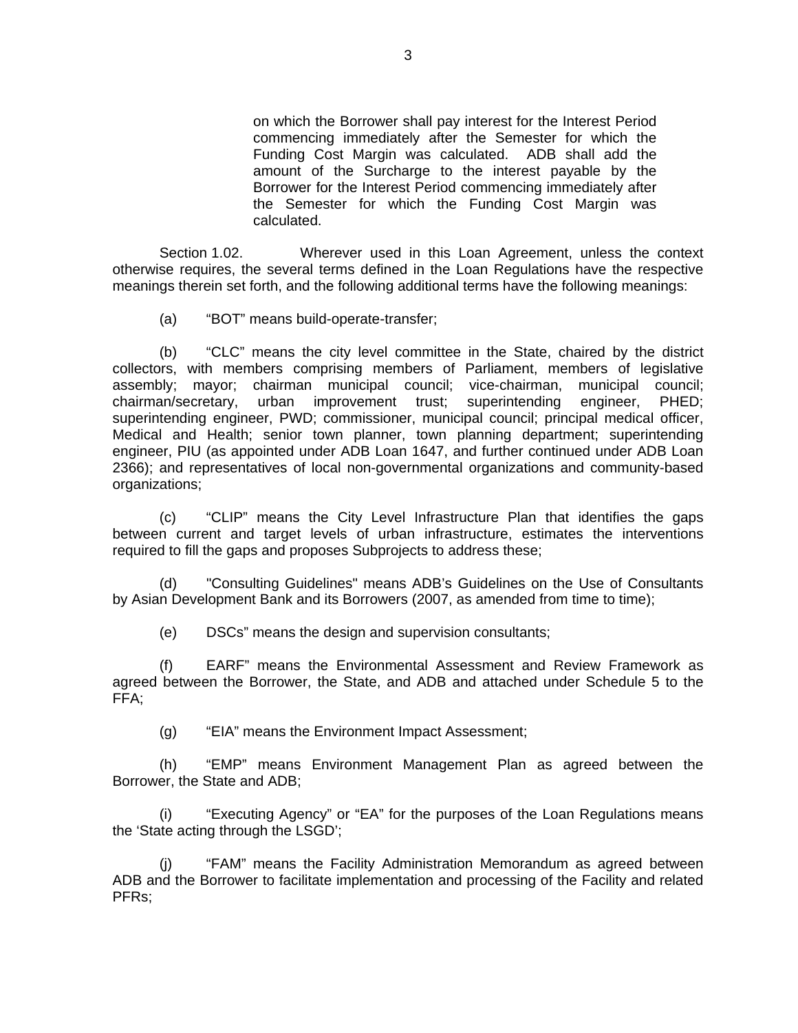on which the Borrower shall pay interest for the Interest Period commencing immediately after the Semester for which the Funding Cost Margin was calculated. ADB shall add the amount of the Surcharge to the interest payable by the Borrower for the Interest Period commencing immediately after the Semester for which the Funding Cost Margin was calculated.

Section 1.02. Wherever used in this Loan Agreement, unless the context otherwise requires, the several terms defined in the Loan Regulations have the respective meanings therein set forth, and the following additional terms have the following meanings:

(a) “BOT” means build-operate-transfer;

(b) “CLC” means the city level committee in the State, chaired by the district collectors, with members comprising members of Parliament, members of legislative assembly; mayor; chairman municipal council; vice-chairman, municipal council; chairman/secretary, urban improvement trust; superintending engineer, PHED; superintending engineer, PWD; commissioner, municipal council; principal medical officer, Medical and Health; senior town planner, town planning department; superintending engineer, PIU (as appointed under ADB Loan 1647, and further continued under ADB Loan 2366); and representatives of local non-governmental organizations and community-based organizations;

(c) “CLIP” means the City Level Infrastructure Plan that identifies the gaps between current and target levels of urban infrastructure, estimates the interventions required to fill the gaps and proposes Subprojects to address these;

(d) "Consulting Guidelines" means ADB’s Guidelines on the Use of Consultants by Asian Development Bank and its Borrowers (2007, as amended from time to time);

(e) DSCs” means the design and supervision consultants;

(f) EARF” means the Environmental Assessment and Review Framework as agreed between the Borrower, the State, and ADB and attached under Schedule 5 to the FFA;

(g) “EIA” means the Environment Impact Assessment;

(h) “EMP” means Environment Management Plan as agreed between the Borrower, the State and ADB;

(i) “Executing Agency” or “EA” for the purposes of the Loan Regulations means the ‘State acting through the LSGD’;

(j) “FAM” means the Facility Administration Memorandum as agreed between ADB and the Borrower to facilitate implementation and processing of the Facility and related PFRs;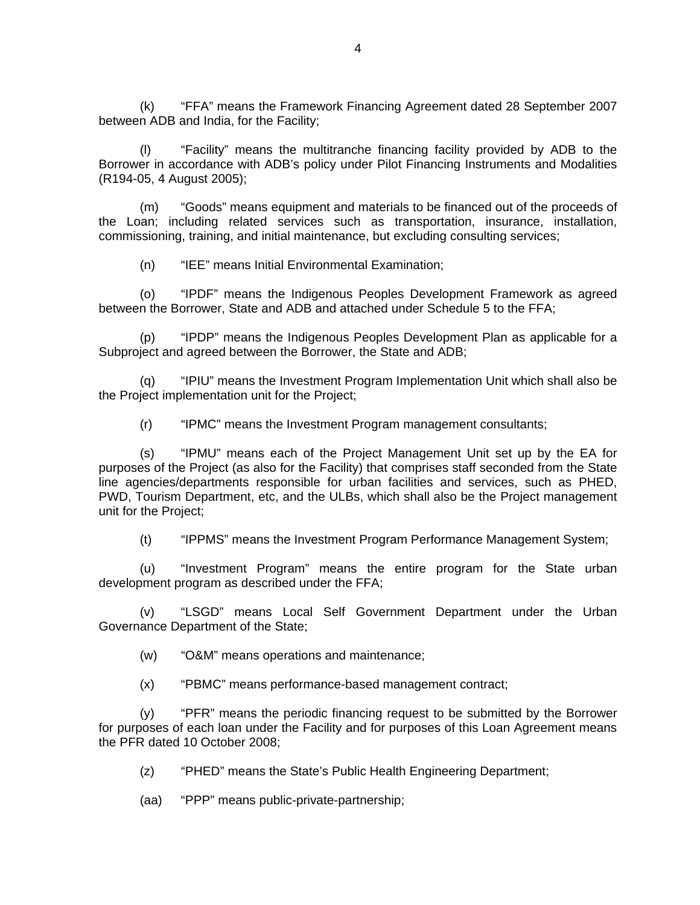(k) “FFA” means the Framework Financing Agreement dated 28 September 2007 between ADB and India, for the Facility;

(l) “Facility” means the multitranche financing facility provided by ADB to the Borrower in accordance with ADB’s policy under Pilot Financing Instruments and Modalities (R194-05, 4 August 2005);

(m) “Goods” means equipment and materials to be financed out of the proceeds of the Loan; including related services such as transportation, insurance, installation, commissioning, training, and initial maintenance, but excluding consulting services;

(n) “IEE” means Initial Environmental Examination;

(o) “IPDF” means the Indigenous Peoples Development Framework as agreed between the Borrower, State and ADB and attached under Schedule 5 to the FFA;

(p) “IPDP” means the Indigenous Peoples Development Plan as applicable for a Subproject and agreed between the Borrower, the State and ADB;

(q) “IPIU” means the Investment Program Implementation Unit which shall also be the Project implementation unit for the Project;

(r) “IPMC” means the Investment Program management consultants;

(s) “IPMU” means each of the Project Management Unit set up by the EA for purposes of the Project (as also for the Facility) that comprises staff seconded from the State line agencies/departments responsible for urban facilities and services, such as PHED, PWD, Tourism Department, etc, and the ULBs, which shall also be the Project management unit for the Project;

(t) “IPPMS” means the Investment Program Performance Management System;

(u) “Investment Program” means the entire program for the State urban development program as described under the FFA;

(v) “LSGD” means Local Self Government Department under the Urban Governance Department of the State;

(w) “O&M” means operations and maintenance;

(x) “PBMC” means performance-based management contract;

(y) “PFR” means the periodic financing request to be submitted by the Borrower for purposes of each loan under the Facility and for purposes of this Loan Agreement means the PFR dated 10 October 2008;

(z) “PHED” means the State’s Public Health Engineering Department;

(aa) “PPP” means public-private-partnership;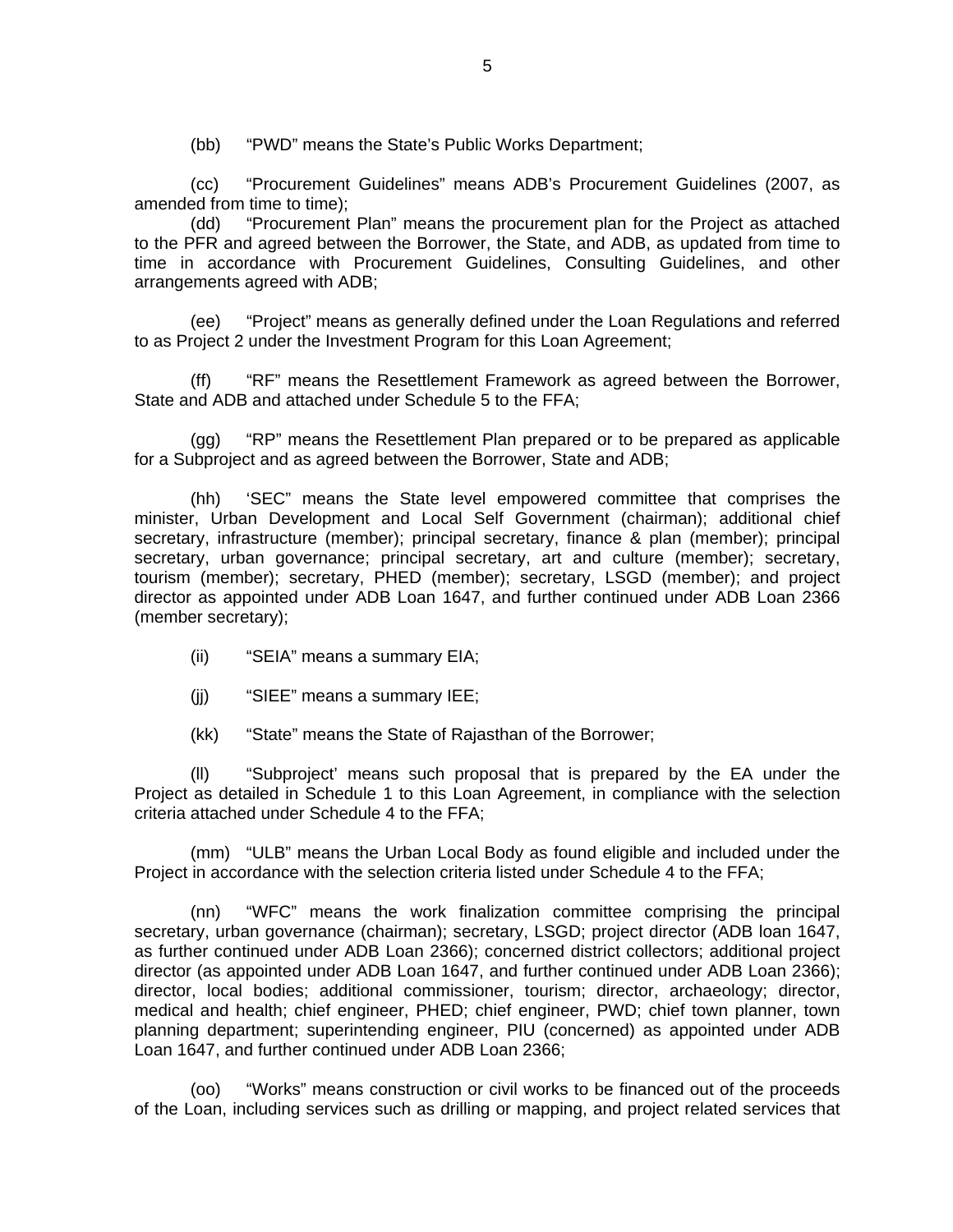(bb) "PWD" means the State's Public Works Department;

(cc) "Procurement Guidelines" means ADB's Procurement Guidelines (2007, as amended from time to time);

(dd) "Procurement Plan" means the procurement plan for the Project as attached to the PFR and agreed between the Borrower, the State, and ADB, as updated from time to time in accordance with Procurement Guidelines, Consulting Guidelines, and other arrangements agreed with ADB;

(ee) "Project" means as generally defined under the Loan Regulations and referred to as Project 2 under the Investment Program for this Loan Agreement;

(ff) "RF" means the Resettlement Framework as agreed between the Borrower, State and ADB and attached under Schedule 5 to the FFA;

(gg) "RP" means the Resettlement Plan prepared or to be prepared as applicable for a Subproject and as agreed between the Borrower, State and ADB;

(hh) 'SEC" means the State level empowered committee that comprises the minister, Urban Development and Local Self Government (chairman); additional chief secretary, infrastructure (member); principal secretary, finance & plan (member); principal secretary, urban governance; principal secretary, art and culture (member); secretary, tourism (member); secretary, PHED (member); secretary, LSGD (member); and project director as appointed under ADB Loan 1647, and further continued under ADB Loan 2366 (member secretary);

(ii) "SEIA" means a summary EIA;

(jj) "SIEE" means a summary IEE;

(kk) "State" means the State of Rajasthan of the Borrower;

(ll) "Subproject' means such proposal that is prepared by the EA under the Project as detailed in Schedule 1 to this Loan Agreement, in compliance with the selection criteria attached under Schedule 4 to the FFA;

(mm) "ULB" means the Urban Local Body as found eligible and included under the Project in accordance with the selection criteria listed under Schedule 4 to the FFA;

(nn) "WFC" means the work finalization committee comprising the principal secretary, urban governance (chairman); secretary, LSGD; project director (ADB loan 1647, as further continued under ADB Loan 2366); concerned district collectors; additional project director (as appointed under ADB Loan 1647, and further continued under ADB Loan 2366); director, local bodies; additional commissioner, tourism; director, archaeology; director, medical and health; chief engineer, PHED; chief engineer, PWD; chief town planner, town planning department; superintending engineer, PIU (concerned) as appointed under ADB Loan 1647, and further continued under ADB Loan 2366;

(oo) "Works" means construction or civil works to be financed out of the proceeds of the Loan, including services such as drilling or mapping, and project related services that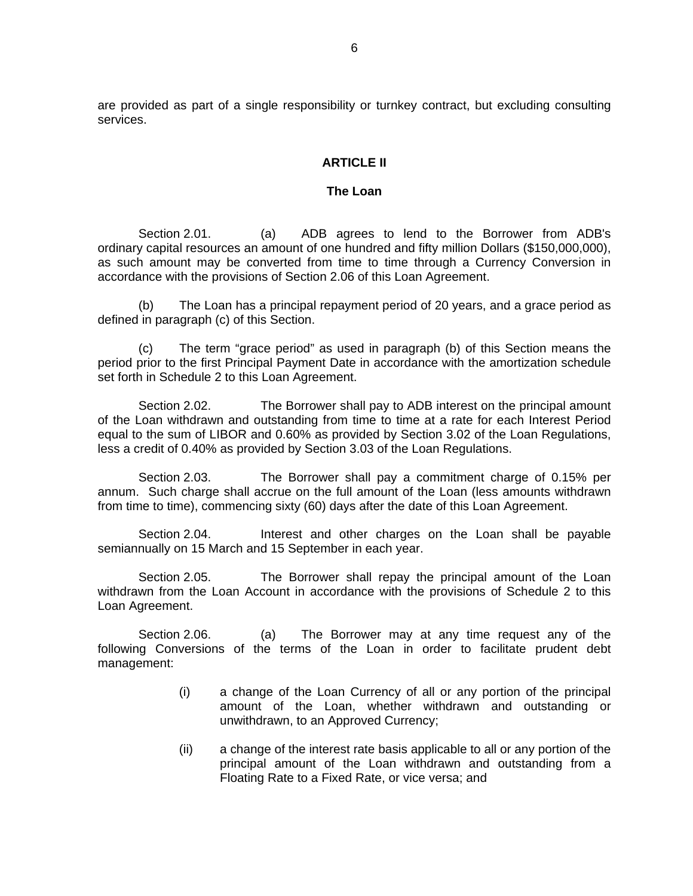are provided as part of a single responsibility or turnkey contract, but excluding consulting services.

## ARTICLE II

### The Loan

Section 2.01. (a) ADB agrees to lend to the Borrower from ADB's ordinary capital resources an amount of one hundred and fifty million Dollars ($150,000,000), as such amount may be converted from time to time through a Currency Conversion in accordance with the provisions of Section 2.06 of this Loan Agreement.

(b) The Loan has a principal repayment period of 20 years, and a grace period as defined in paragraph (c) of this Section.

(c) The term "grace period" as used in paragraph (b) of this Section means the period prior to the first Principal Payment Date in accordance with the amortization schedule set forth in Schedule 2 to this Loan Agreement.

Section 2.02. The Borrower shall pay to ADB interest on the principal amount of the Loan withdrawn and outstanding from time to time at a rate for each Interest Period equal to the sum of LIBOR and 0.60% as provided by Section 3.02 of the Loan Regulations, less a credit of 0.40% as provided by Section 3.03 of the Loan Regulations.

Section 2.03. The Borrower shall pay a commitment charge of 0.15% per annum. Such charge shall accrue on the full amount of the Loan (less amounts withdrawn from time to time), commencing sixty (60) days after the date of this Loan Agreement.

Section 2.04. Interest and other charges on the Loan shall be payable semiannually on 15 March and 15 September in each year.

Section 2.05. The Borrower shall repay the principal amount of the Loan withdrawn from the Loan Account in accordance with the provisions of Schedule 2 to this Loan Agreement.

Section 2.06. (a) The Borrower may at any time request any of the following Conversions of the terms of the Loan in order to facilitate prudent debt management:

(i) a change of the Loan Currency of all or any portion of the principal amount of the Loan, whether withdrawn and outstanding or unwithdrawn, to an Approved Currency;

(ii) a change of the interest rate basis applicable to all or any portion of the principal amount of the Loan withdrawn and outstanding from a Floating Rate to a Fixed Rate, or vice versa; and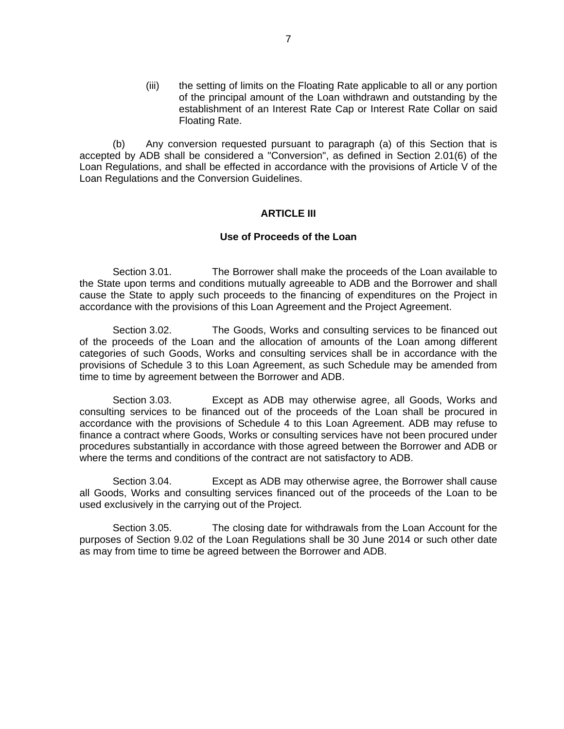(iii) the setting of limits on the Floating Rate applicable to all or any portion of the principal amount of the Loan withdrawn and outstanding by the establishment of an Interest Rate Cap or Interest Rate Collar on said Floating Rate.

(b) Any conversion requested pursuant to paragraph (a) of this Section that is accepted by ADB shall be considered a "Conversion", as defined in Section 2.01(6) of the Loan Regulations, and shall be effected in accordance with the provisions of Article V of the Loan Regulations and the Conversion Guidelines.

## ARTICLE III

### Use of Proceeds of the Loan

Section 3.01. The Borrower shall make the proceeds of the Loan available to the State upon terms and conditions mutually agreeable to ADB and the Borrower and shall cause the State to apply such proceeds to the financing of expenditures on the Project in accordance with the provisions of this Loan Agreement and the Project Agreement.

Section 3.02. The Goods, Works and consulting services to be financed out of the proceeds of the Loan and the allocation of amounts of the Loan among different categories of such Goods, Works and consulting services shall be in accordance with the provisions of Schedule 3 to this Loan Agreement, as such Schedule may be amended from time to time by agreement between the Borrower and ADB.

Section 3.03. Except as ADB may otherwise agree, all Goods, Works and consulting services to be financed out of the proceeds of the Loan shall be procured in accordance with the provisions of Schedule 4 to this Loan Agreement. ADB may refuse to finance a contract where Goods, Works or consulting services have not been procured under procedures substantially in accordance with those agreed between the Borrower and ADB or where the terms and conditions of the contract are not satisfactory to ADB.

Section 3.04. Except as ADB may otherwise agree, the Borrower shall cause all Goods, Works and consulting services financed out of the proceeds of the Loan to be used exclusively in the carrying out of the Project.

Section 3.05. The closing date for withdrawals from the Loan Account for the purposes of Section 9.02 of the Loan Regulations shall be 30 June 2014 or such other date as may from time to time be agreed between the Borrower and ADB.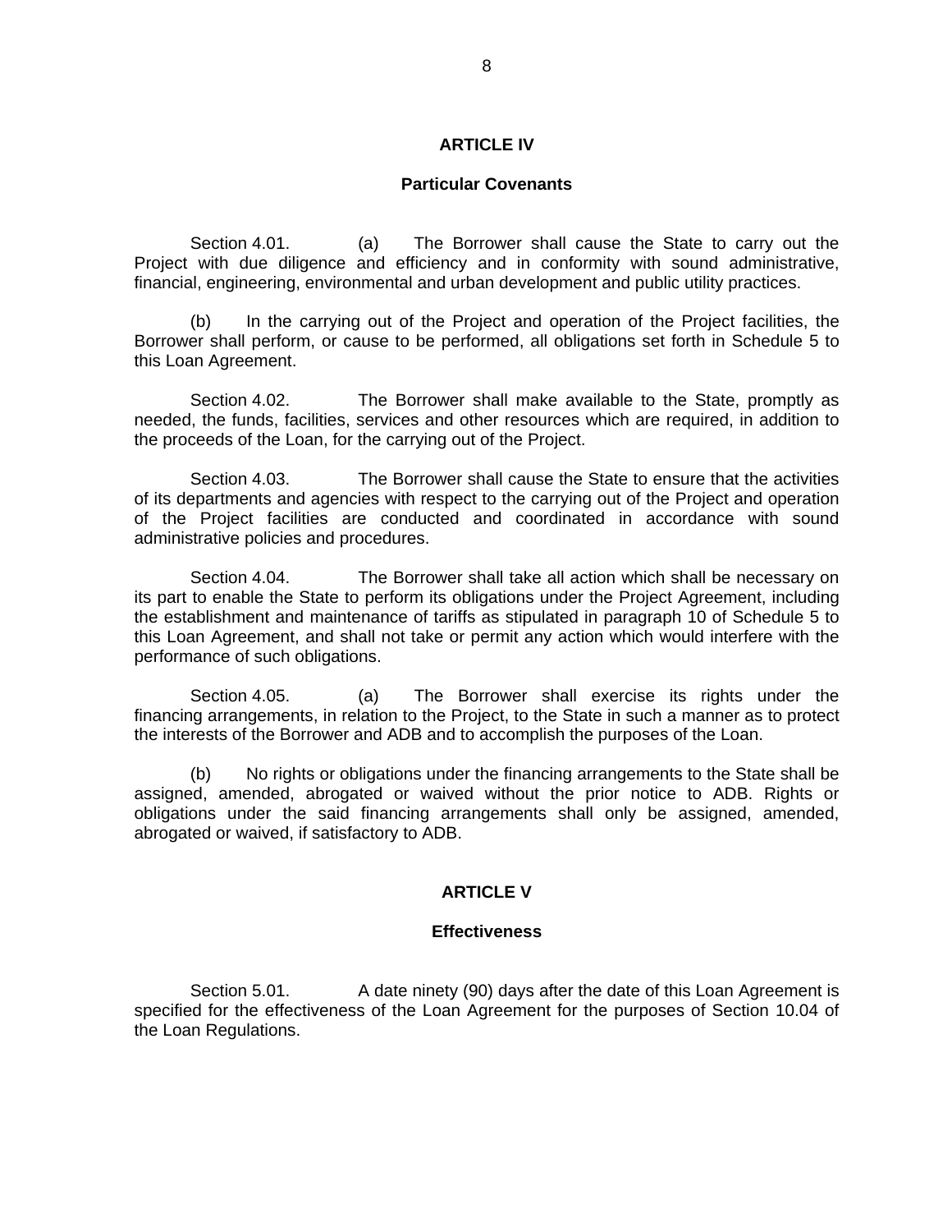## ARTICLE IV

### Particular Covenants

Section 4.01. (a) The Borrower shall cause the State to carry out the Project with due diligence and efficiency and in conformity with sound administrative, financial, engineering, environmental and urban development and public utility practices.

(b) In the carrying out of the Project and operation of the Project facilities, the Borrower shall perform, or cause to be performed, all obligations set forth in Schedule 5 to this Loan Agreement.

Section 4.02. The Borrower shall make available to the State, promptly as needed, the funds, facilities, services and other resources which are required, in addition to the proceeds of the Loan, for the carrying out of the Project.

Section 4.03. The Borrower shall cause the State to ensure that the activities of its departments and agencies with respect to the carrying out of the Project and operation of the Project facilities are conducted and coordinated in accordance with sound administrative policies and procedures.

Section 4.04. The Borrower shall take all action which shall be necessary on its part to enable the State to perform its obligations under the Project Agreement, including the establishment and maintenance of tariffs as stipulated in paragraph 10 of Schedule 5 to this Loan Agreement, and shall not take or permit any action which would interfere with the performance of such obligations.

Section 4.05. (a) The Borrower shall exercise its rights under the financing arrangements, in relation to the Project, to the State in such a manner as to protect the interests of the Borrower and ADB and to accomplish the purposes of the Loan.

(b) No rights or obligations under the financing arrangements to the State shall be assigned, amended, abrogated or waived without the prior notice to ADB. Rights or obligations under the said financing arrangements shall only be assigned, amended, abrogated or waived, if satisfactory to ADB.

## ARTICLE V

### Effectiveness

Section 5.01. A date ninety (90) days after the date of this Loan Agreement is specified for the effectiveness of the Loan Agreement for the purposes of Section 10.04 of the Loan Regulations.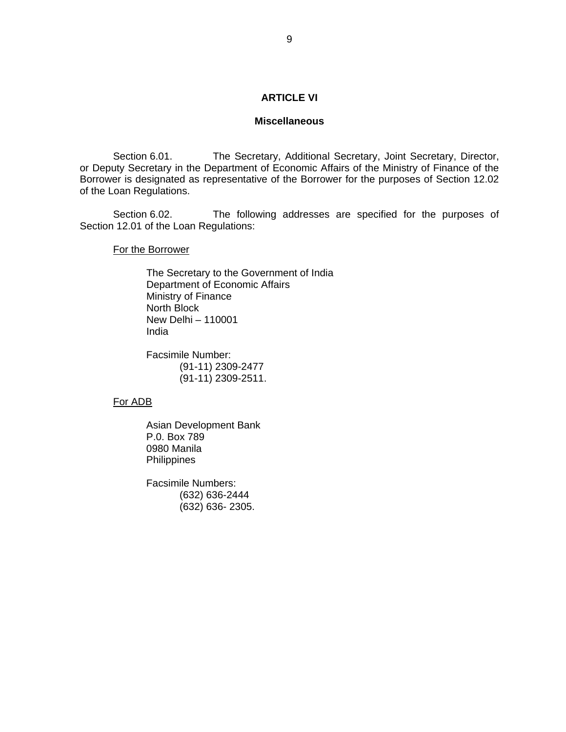## ARTICLE VI

### Miscellaneous

Section 6.01. The Secretary, Additional Secretary, Joint Secretary, Director, or Deputy Secretary in the Department of Economic Affairs of the Ministry of Finance of the Borrower is designated as representative of the Borrower for the purposes of Section 12.02 of the Loan Regulations.

Section 6.02. The following addresses are specified for the purposes of Section 12.01 of the Loan Regulations:

<u>For the Borrower</u>

The Secretary to the Government of India  
Department of Economic Affairs  
Ministry of Finance  
North Block  
New Delhi – 110001  
India

Facsimile Number:  
(91-11) 2309-2477  
(91-11) 2309-2511.

<u>For ADB</u>

Asian Development Bank  
P.0. Box 789  
0980 Manila  
Philippines

Facsimile Numbers:  
(632) 636-2444  
(632) 636- 2305.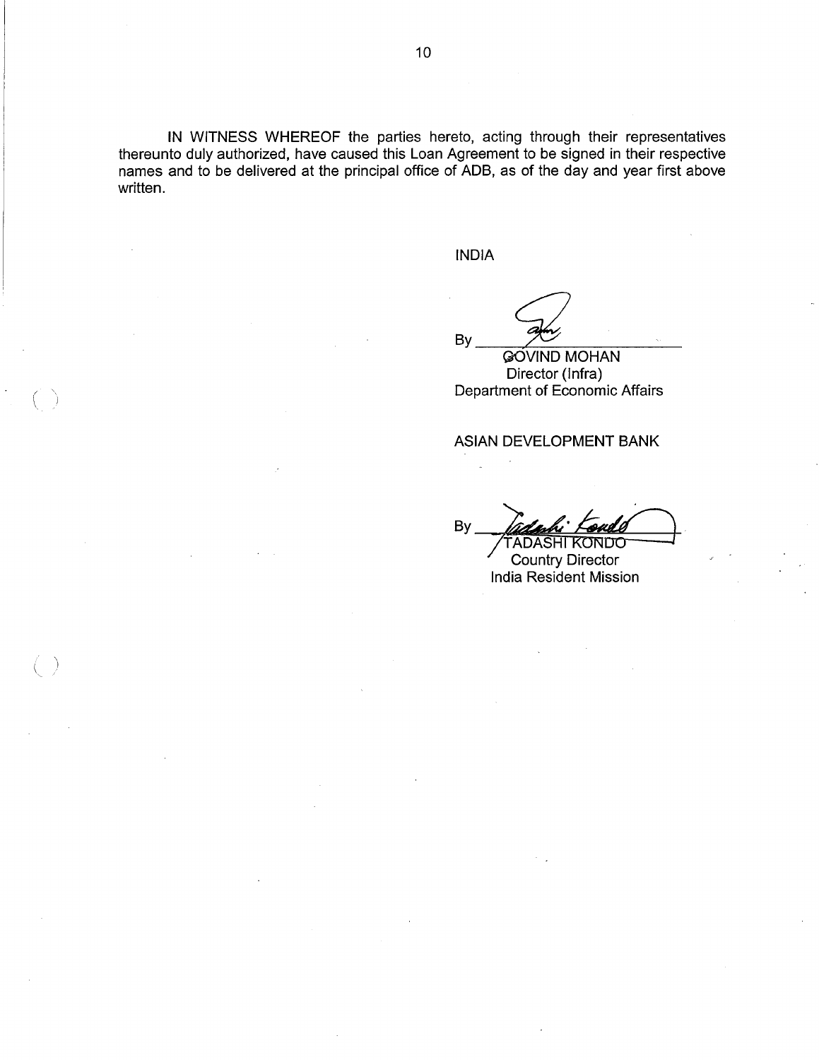IN WITNESS WHEREOF the parties hereto, acting through their representatives thereunto duly authorized, have caused this Loan Agreement to be signed in their respective names and to be delivered at the principal office of ADB, as of the day and year first above written.

INDIA

By ____________________
GOVIND MOHAN
Director (Infra)
Department of Economic Affairs

ASIAN DEVELOPMENT BANK

By ____________________
TADASHI KONDO
Country Director
India Resident Mission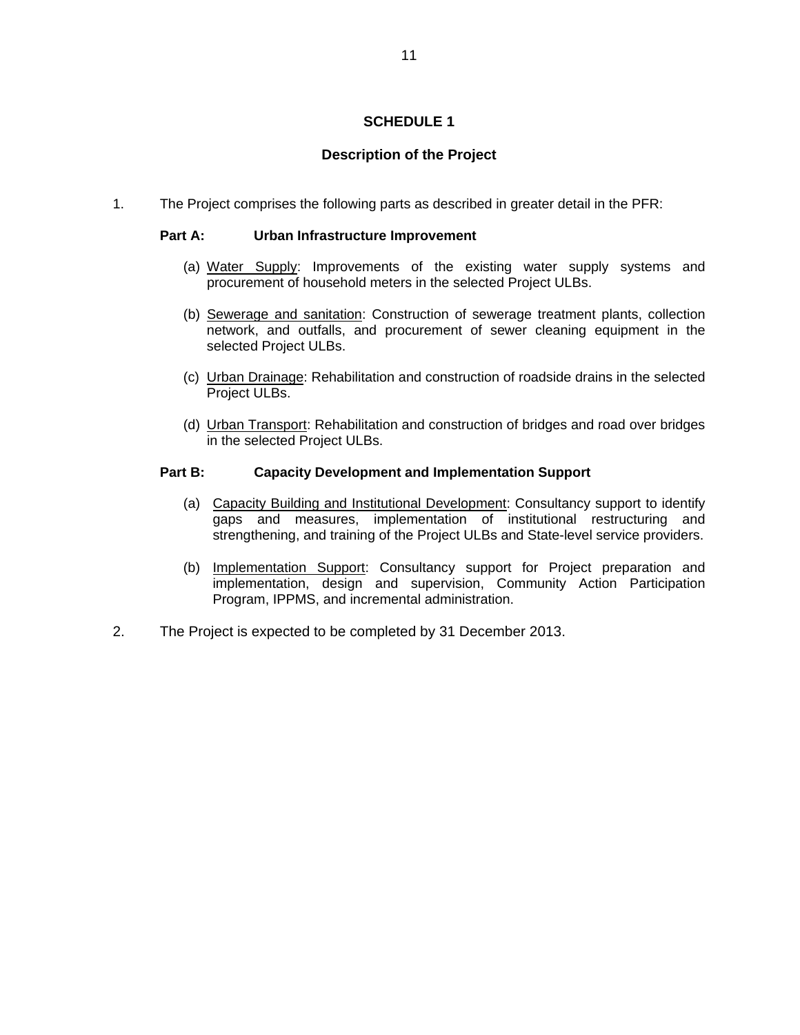## SCHEDULE 1

### Description of the Project

1. The Project comprises the following parts as described in greater detail in the PFR:

**Part A: Urban Infrastructure Improvement**

(a) Water Supply: Improvements of the existing water supply systems and procurement of household meters in the selected Project ULBs.

(b) Sewerage and sanitation: Construction of sewerage treatment plants, collection network, and outfalls, and procurement of sewer cleaning equipment in the selected Project ULBs.

(c) Urban Drainage: Rehabilitation and construction of roadside drains in the selected Project ULBs.

(d) Urban Transport: Rehabilitation and construction of bridges and road over bridges in the selected Project ULBs.

**Part B: Capacity Development and Implementation Support**

(a) Capacity Building and Institutional Development: Consultancy support to identify gaps and measures, implementation of institutional restructuring and strengthening, and training of the Project ULBs and State-level service providers.

(b) Implementation Support: Consultancy support for Project preparation and implementation, design and supervision, Community Action Participation Program, IPPMS, and incremental administration.

2. The Project is expected to be completed by 31 December 2013.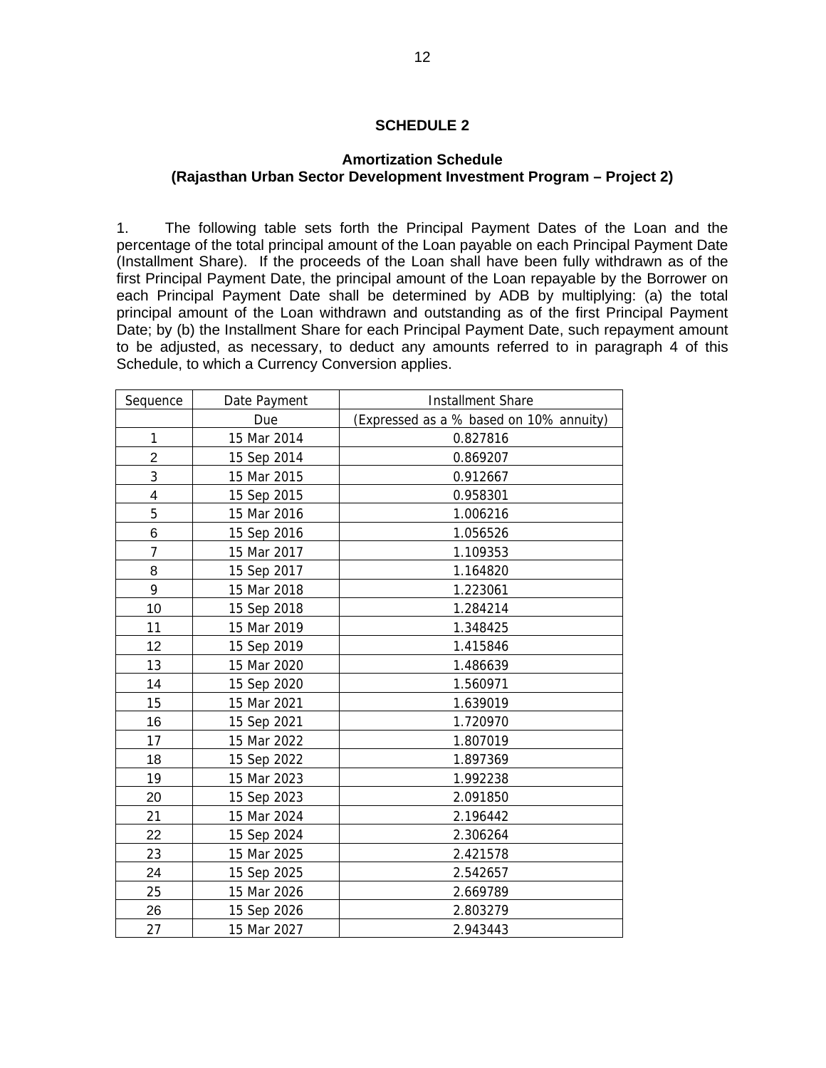# SCHEDULE 2

## Amortization Schedule
## (Rajasthan Urban Sector Development Investment Program – Project 2)

1. The following table sets forth the Principal Payment Dates of the Loan and the percentage of the total principal amount of the Loan payable on each Principal Payment Date (Installment Share). If the proceeds of the Loan shall have been fully withdrawn as of the first Principal Payment Date, the principal amount of the Loan repayable by the Borrower on each Principal Payment Date shall be determined by ADB by multiplying: (a) the total principal amount of the Loan withdrawn and outstanding as of the first Principal Payment Date; by (b) the Installment Share for each Principal Payment Date, such repayment amount to be adjusted, as necessary, to deduct any amounts referred to in paragraph 4 of this Schedule, to which a Currency Conversion applies.

| Sequence | Date Payment Due | Installment Share (Expressed as a % based on 10% annuity) |
|---|---|---|
| 1 | 15 Mar 2014 | 0.827816 |
| 2 | 15 Sep 2014 | 0.869207 |
| 3 | 15 Mar 2015 | 0.912667 |
| 4 | 15 Sep 2015 | 0.958301 |
| 5 | 15 Mar 2016 | 1.006216 |
| 6 | 15 Sep 2016 | 1.056526 |
| 7 | 15 Mar 2017 | 1.109353 |
| 8 | 15 Sep 2017 | 1.164820 |
| 9 | 15 Mar 2018 | 1.223061 |
| 10 | 15 Sep 2018 | 1.284214 |
| 11 | 15 Mar 2019 | 1.348425 |
| 12 | 15 Sep 2019 | 1.415846 |
| 13 | 15 Mar 2020 | 1.486639 |
| 14 | 15 Sep 2020 | 1.560971 |
| 15 | 15 Mar 2021 | 1.639019 |
| 16 | 15 Sep 2021 | 1.720970 |
| 17 | 15 Mar 2022 | 1.807019 |
| 18 | 15 Sep 2022 | 1.897369 |
| 19 | 15 Mar 2023 | 1.992238 |
| 20 | 15 Sep 2023 | 2.091850 |
| 21 | 15 Mar 2024 | 2.196442 |
| 22 | 15 Sep 2024 | 2.306264 |
| 23 | 15 Mar 2025 | 2.421578 |
| 24 | 15 Sep 2025 | 2.542657 |
| 25 | 15 Mar 2026 | 2.669789 |
| 26 | 15 Sep 2026 | 2.803279 |
| 27 | 15 Mar 2027 | 2.943443 |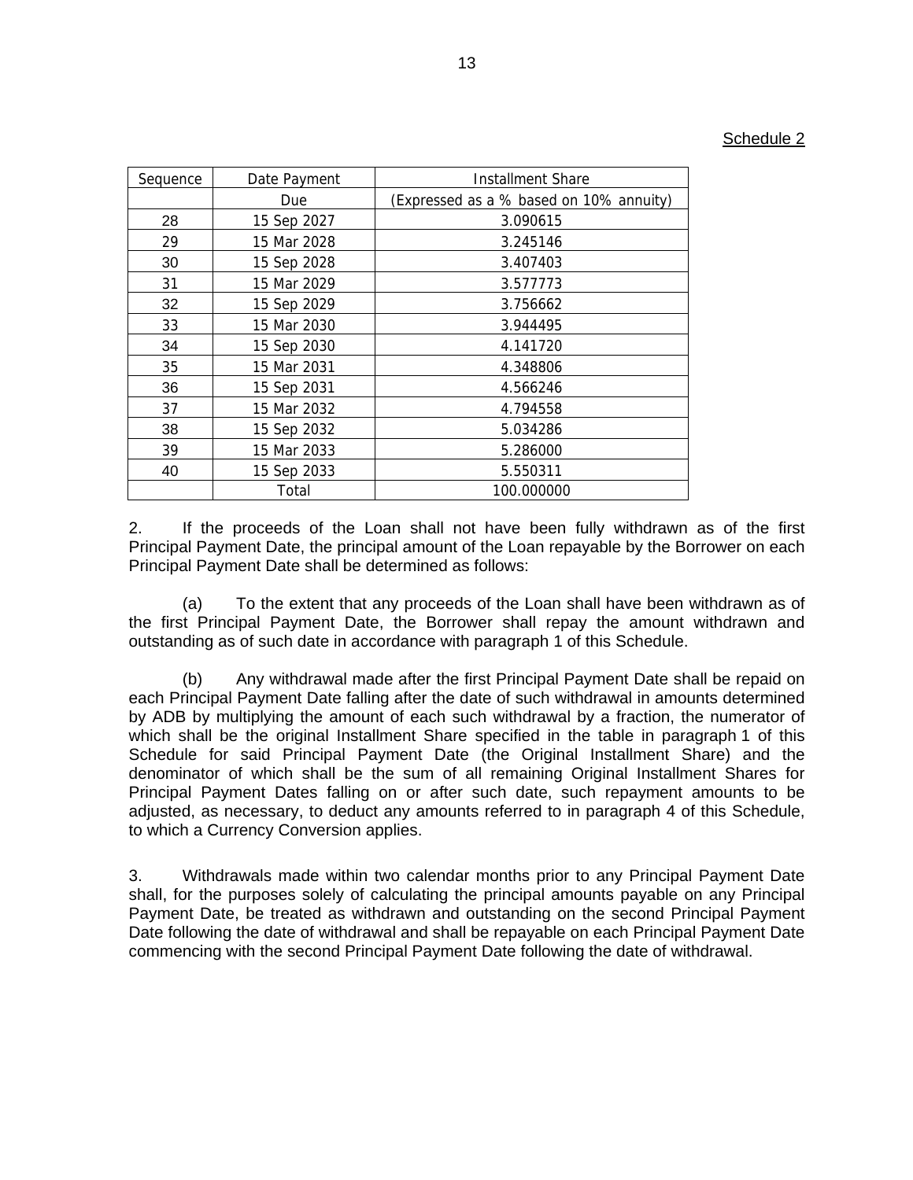Schedule 2

| Sequence | Date Payment Due | Installment Share (Expressed as a % based on 10% annuity) |
|---|---|---|
| 28 | 15 Sep 2027 | 3.090615 |
| 29 | 15 Mar 2028 | 3.245146 |
| 30 | 15 Sep 2028 | 3.407403 |
| 31 | 15 Mar 2029 | 3.577773 |
| 32 | 15 Sep 2029 | 3.756662 |
| 33 | 15 Mar 2030 | 3.944495 |
| 34 | 15 Sep 2030 | 4.141720 |
| 35 | 15 Mar 2031 | 4.348806 |
| 36 | 15 Sep 2031 | 4.566246 |
| 37 | 15 Mar 2032 | 4.794558 |
| 38 | 15 Sep 2032 | 5.034286 |
| 39 | 15 Mar 2033 | 5.286000 |
| 40 | 15 Sep 2033 | 5.550311 |
| | Total | 100.000000 |

2. If the proceeds of the Loan shall not have been fully withdrawn as of the first Principal Payment Date, the principal amount of the Loan repayable by the Borrower on each Principal Payment Date shall be determined as follows:

(a) To the extent that any proceeds of the Loan shall have been withdrawn as of the first Principal Payment Date, the Borrower shall repay the amount withdrawn and outstanding as of such date in accordance with paragraph 1 of this Schedule.

(b) Any withdrawal made after the first Principal Payment Date shall be repaid on each Principal Payment Date falling after the date of such withdrawal in amounts determined by ADB by multiplying the amount of each such withdrawal by a fraction, the numerator of which shall be the original Installment Share specified in the table in paragraph 1 of this Schedule for said Principal Payment Date (the Original Installment Share) and the denominator of which shall be the sum of all remaining Original Installment Shares for Principal Payment Dates falling on or after such date, such repayment amounts to be adjusted, as necessary, to deduct any amounts referred to in paragraph 4 of this Schedule, to which a Currency Conversion applies.

3. Withdrawals made within two calendar months prior to any Principal Payment Date shall, for the purposes solely of calculating the principal amounts payable on any Principal Payment Date, be treated as withdrawn and outstanding on the second Principal Payment Date following the date of withdrawal and shall be repayable on each Principal Payment Date commencing with the second Principal Payment Date following the date of withdrawal.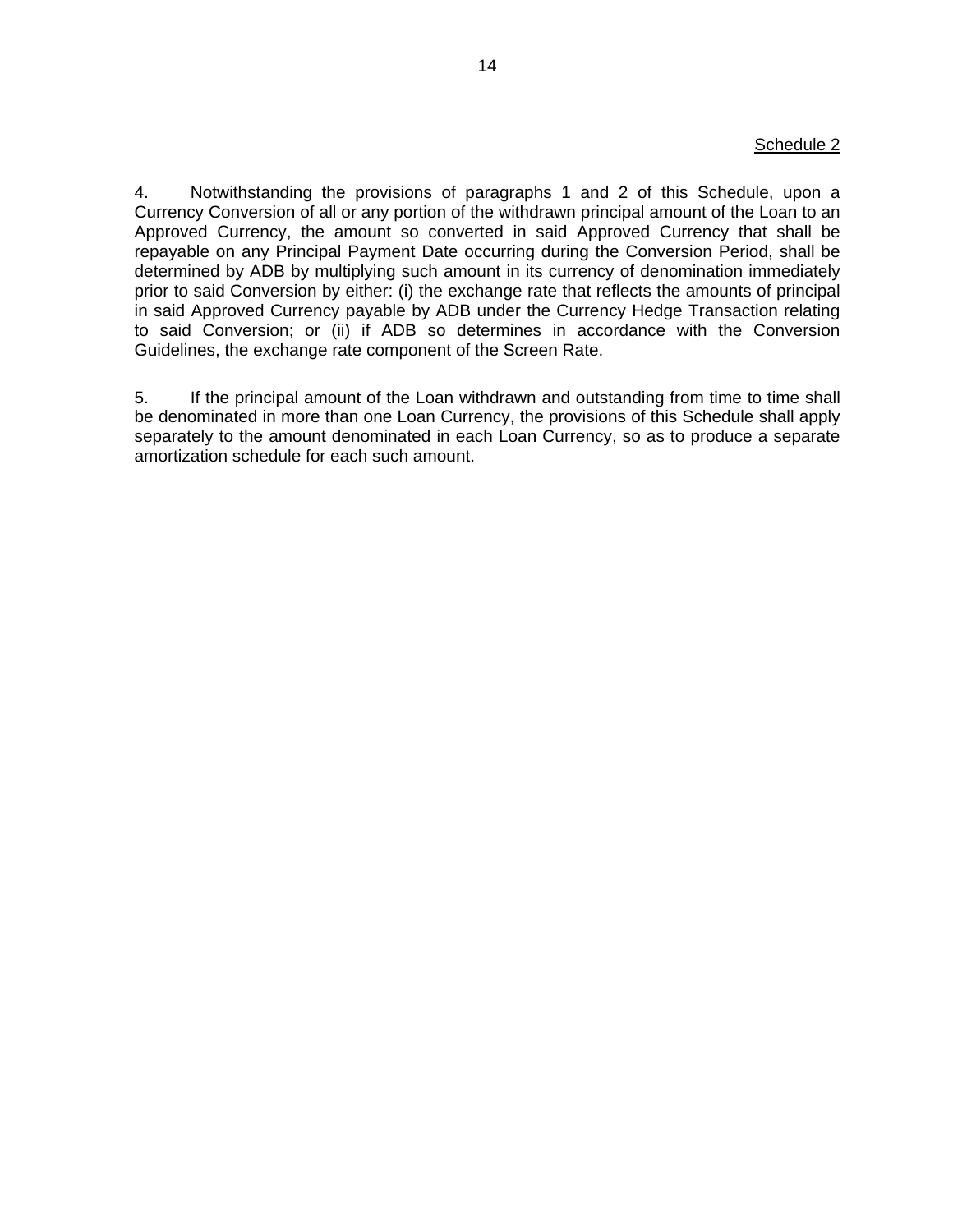Schedule 2

4. Notwithstanding the provisions of paragraphs 1 and 2 of this Schedule, upon a Currency Conversion of all or any portion of the withdrawn principal amount of the Loan to an Approved Currency, the amount so converted in said Approved Currency that shall be repayable on any Principal Payment Date occurring during the Conversion Period, shall be determined by ADB by multiplying such amount in its currency of denomination immediately prior to said Conversion by either: (i) the exchange rate that reflects the amounts of principal in said Approved Currency payable by ADB under the Currency Hedge Transaction relating to said Conversion; or (ii) if ADB so determines in accordance with the Conversion Guidelines, the exchange rate component of the Screen Rate.

5. If the principal amount of the Loan withdrawn and outstanding from time to time shall be denominated in more than one Loan Currency, the provisions of this Schedule shall apply separately to the amount denominated in each Loan Currency, so as to produce a separate amortization schedule for each such amount.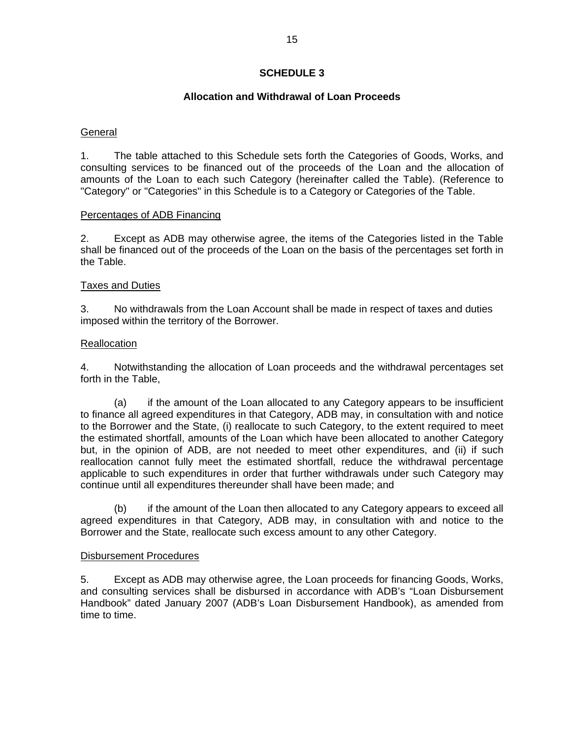# SCHEDULE 3

## Allocation and Withdrawal of Loan Proceeds

General

1. The table attached to this Schedule sets forth the Categories of Goods, Works, and consulting services to be financed out of the proceeds of the Loan and the allocation of amounts of the Loan to each such Category (hereinafter called the Table). (Reference to "Category" or "Categories" in this Schedule is to a Category or Categories of the Table.

Percentages of ADB Financing

2. Except as ADB may otherwise agree, the items of the Categories listed in the Table shall be financed out of the proceeds of the Loan on the basis of the percentages set forth in the Table.

Taxes and Duties

3. No withdrawals from the Loan Account shall be made in respect of taxes and duties imposed within the territory of the Borrower.

Reallocation

4. Notwithstanding the allocation of Loan proceeds and the withdrawal percentages set forth in the Table,

(a) if the amount of the Loan allocated to any Category appears to be insufficient to finance all agreed expenditures in that Category, ADB may, in consultation with and notice to the Borrower and the State, (i) reallocate to such Category, to the extent required to meet the estimated shortfall, amounts of the Loan which have been allocated to another Category but, in the opinion of ADB, are not needed to meet other expenditures, and (ii) if such reallocation cannot fully meet the estimated shortfall, reduce the withdrawal percentage applicable to such expenditures in order that further withdrawals under such Category may continue until all expenditures thereunder shall have been made; and

(b) if the amount of the Loan then allocated to any Category appears to exceed all agreed expenditures in that Category, ADB may, in consultation with and notice to the Borrower and the State, reallocate such excess amount to any other Category.

Disbursement Procedures

5. Except as ADB may otherwise agree, the Loan proceeds for financing Goods, Works, and consulting services shall be disbursed in accordance with ADB's "Loan Disbursement Handbook" dated January 2007 (ADB's Loan Disbursement Handbook), as amended from time to time.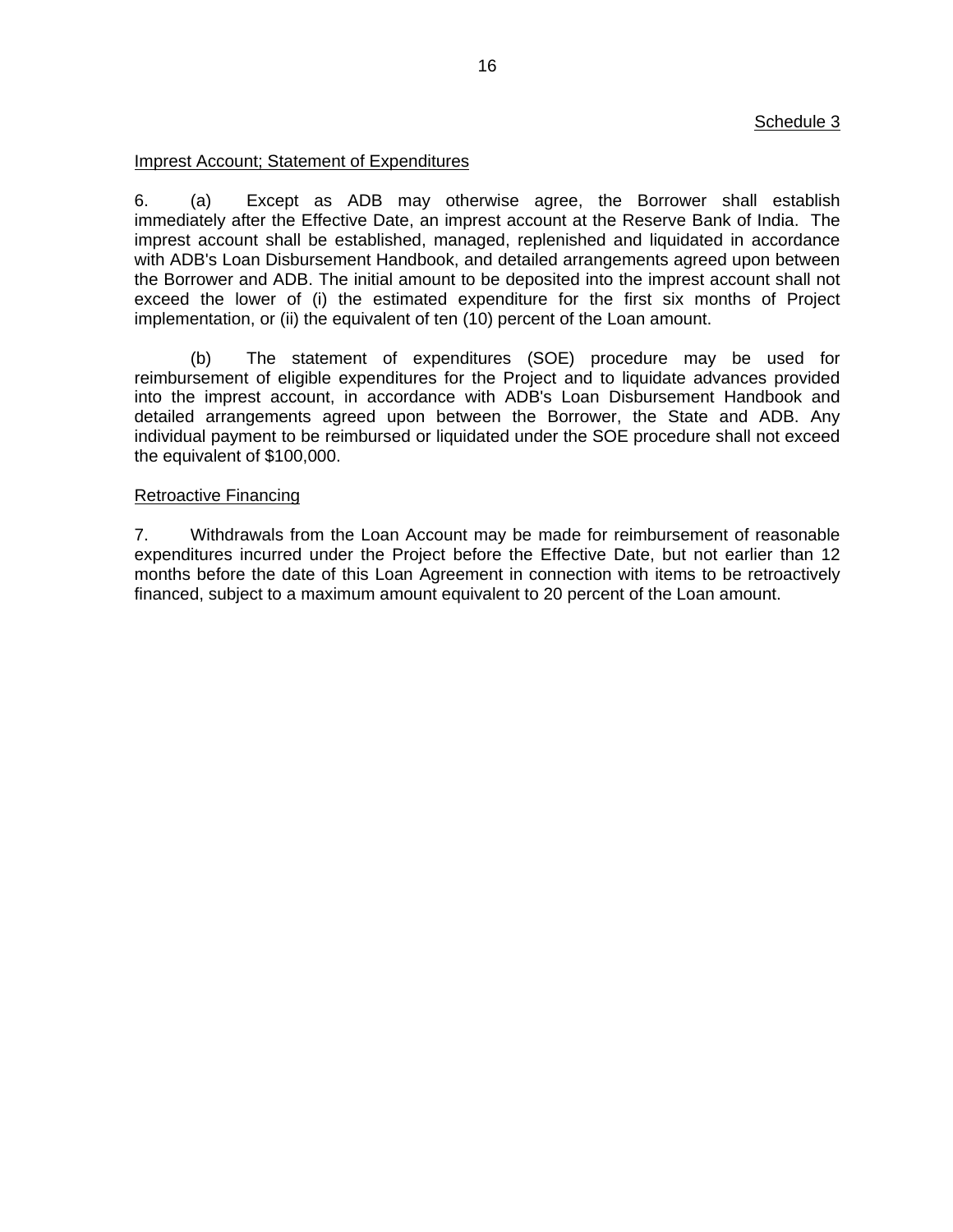Schedule 3

Imprest Account; Statement of Expenditures

6. (a) Except as ADB may otherwise agree, the Borrower shall establish immediately after the Effective Date, an imprest account at the Reserve Bank of India. The imprest account shall be established, managed, replenished and liquidated in accordance with ADB's Loan Disbursement Handbook, and detailed arrangements agreed upon between the Borrower and ADB. The initial amount to be deposited into the imprest account shall not exceed the lower of (i) the estimated expenditure for the first six months of Project implementation, or (ii) the equivalent of ten (10) percent of the Loan amount.

(b) The statement of expenditures (SOE) procedure may be used for reimbursement of eligible expenditures for the Project and to liquidate advances provided into the imprest account, in accordance with ADB's Loan Disbursement Handbook and detailed arrangements agreed upon between the Borrower, the State and ADB. Any individual payment to be reimbursed or liquidated under the SOE procedure shall not exceed the equivalent of $100,000.

Retroactive Financing

7. Withdrawals from the Loan Account may be made for reimbursement of reasonable expenditures incurred under the Project before the Effective Date, but not earlier than 12 months before the date of this Loan Agreement in connection with items to be retroactively financed, subject to a maximum amount equivalent to 20 percent of the Loan amount.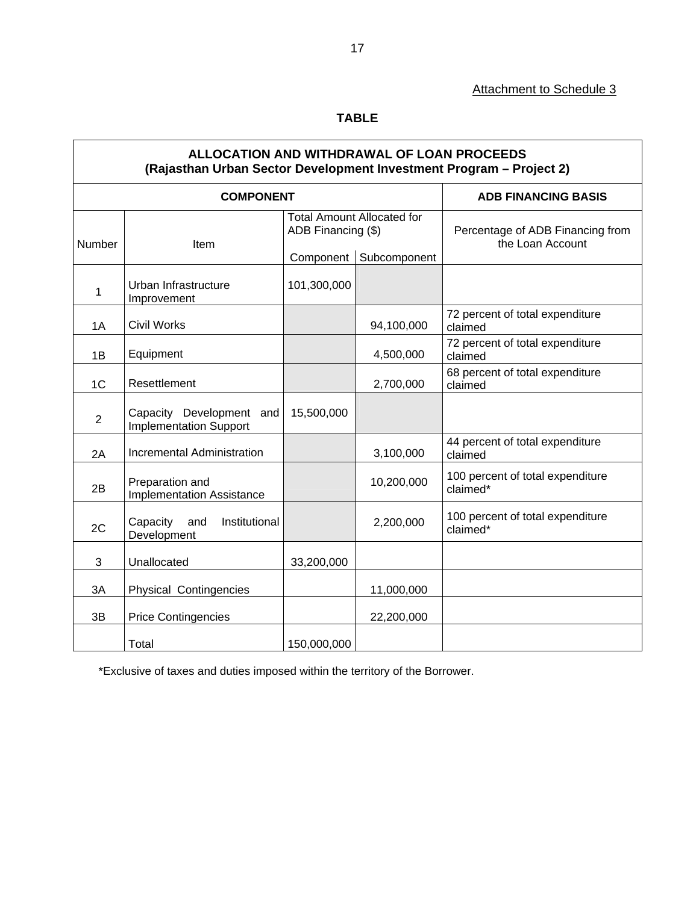Attachment to Schedule 3

**TABLE**

| ALLOCATION AND WITHDRAWAL OF LOAN PROCEEDS (Rajasthan Urban Sector Development Investment Program – Project 2) | | | | |
|---|---|---|---|---|
| **COMPONENT** | | | | **ADB FINANCING BASIS** |
| Number | Item | Total Amount Allocated for ADB Financing ($) | | Percentage of ADB Financing from the Loan Account |
| | | Component | Subcomponent | |
| 1 | Urban Infrastructure Improvement | 101,300,000 | | |
| 1A | Civil Works | | 94,100,000 | 72 percent of total expenditure claimed |
| 1B | Equipment | | 4,500,000 | 72 percent of total expenditure claimed |
| 1C | Resettlement | | 2,700,000 | 68 percent of total expenditure claimed |
| 2 | Capacity Development and Implementation Support | 15,500,000 | | |
| 2A | Incremental Administration | | 3,100,000 | 44 percent of total expenditure claimed |
| 2B | Preparation and Implementation Assistance | | 10,200,000 | 100 percent of total expenditure claimed* |
| 2C | Capacity and Institutional Development | | 2,200,000 | 100 percent of total expenditure claimed* |
| 3 | Unallocated | 33,200,000 | | |
| 3A | Physical Contingencies | | 11,000,000 | |
| 3B | Price Contingencies | | 22,200,000 | |
| | Total | 150,000,000 | | |

*Exclusive of taxes and duties imposed within the territory of the Borrower.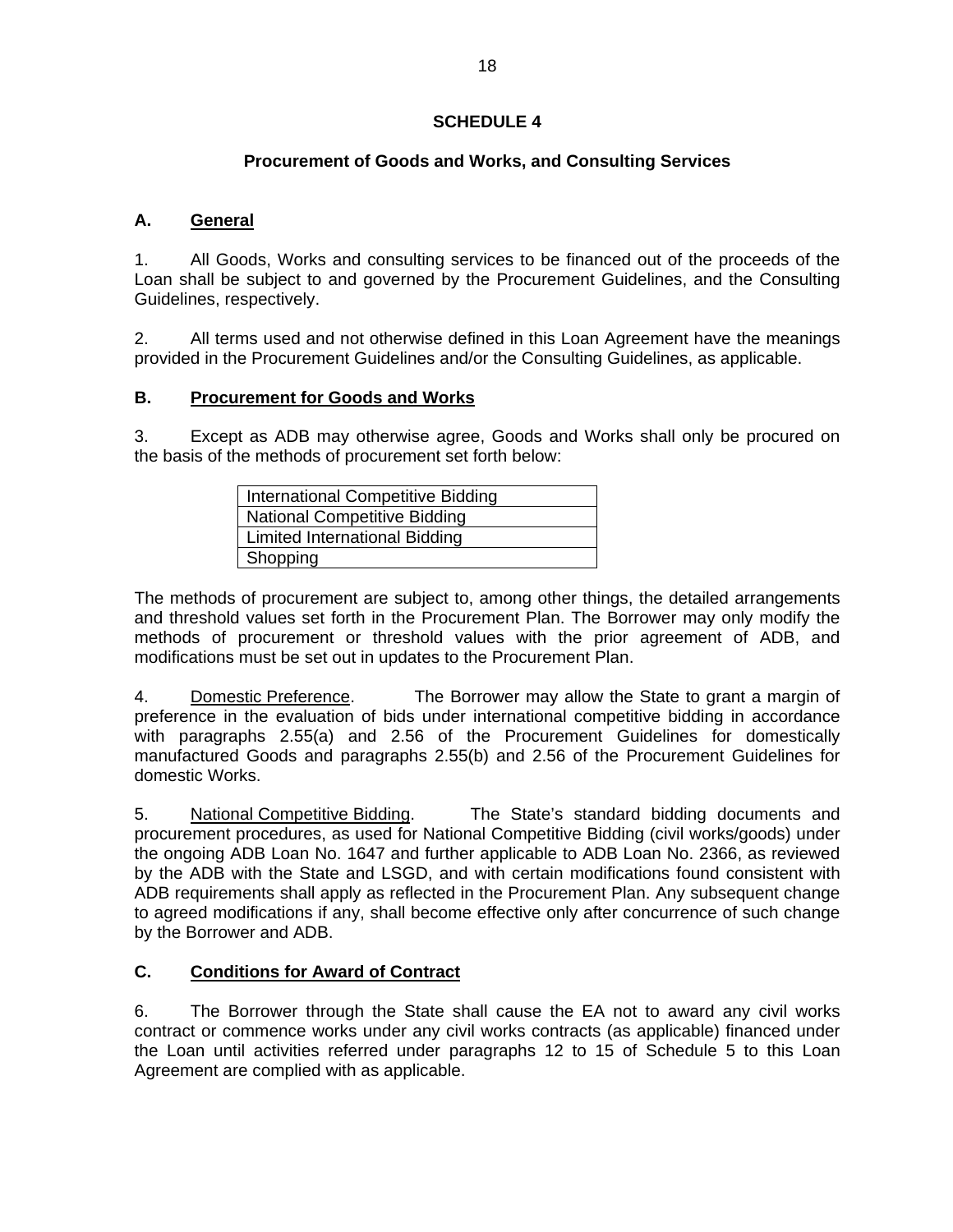# SCHEDULE 4

## Procurement of Goods and Works, and Consulting Services

### A. <u>General</u>

1. All Goods, Works and consulting services to be financed out of the proceeds of the Loan shall be subject to and governed by the Procurement Guidelines, and the Consulting Guidelines, respectively.

2. All terms used and not otherwise defined in this Loan Agreement have the meanings provided in the Procurement Guidelines and/or the Consulting Guidelines, as applicable.

### B. <u>Procurement for Goods and Works</u>

3. Except as ADB may otherwise agree, Goods and Works shall only be procured on the basis of the methods of procurement set forth below:

| International Competitive Bidding |
|---|
| National Competitive Bidding |
| Limited International Bidding |
| Shopping |

The methods of procurement are subject to, among other things, the detailed arrangements and threshold values set forth in the Procurement Plan. The Borrower may only modify the methods of procurement or threshold values with the prior agreement of ADB, and modifications must be set out in updates to the Procurement Plan.

4. <u>Domestic Preference</u>. The Borrower may allow the State to grant a margin of preference in the evaluation of bids under international competitive bidding in accordance with paragraphs 2.55(a) and 2.56 of the Procurement Guidelines for domestically manufactured Goods and paragraphs 2.55(b) and 2.56 of the Procurement Guidelines for domestic Works.

5. <u>National Competitive Bidding</u>. The State's standard bidding documents and procurement procedures, as used for National Competitive Bidding (civil works/goods) under the ongoing ADB Loan No. 1647 and further applicable to ADB Loan No. 2366, as reviewed by the ADB with the State and LSGD, and with certain modifications found consistent with ADB requirements shall apply as reflected in the Procurement Plan. Any subsequent change to agreed modifications if any, shall become effective only after concurrence of such change by the Borrower and ADB.

### C. <u>Conditions for Award of Contract</u>

6. The Borrower through the State shall cause the EA not to award any civil works contract or commence works under any civil works contracts (as applicable) financed under the Loan until activities referred under paragraphs 12 to 15 of Schedule 5 to this Loan Agreement are complied with as applicable.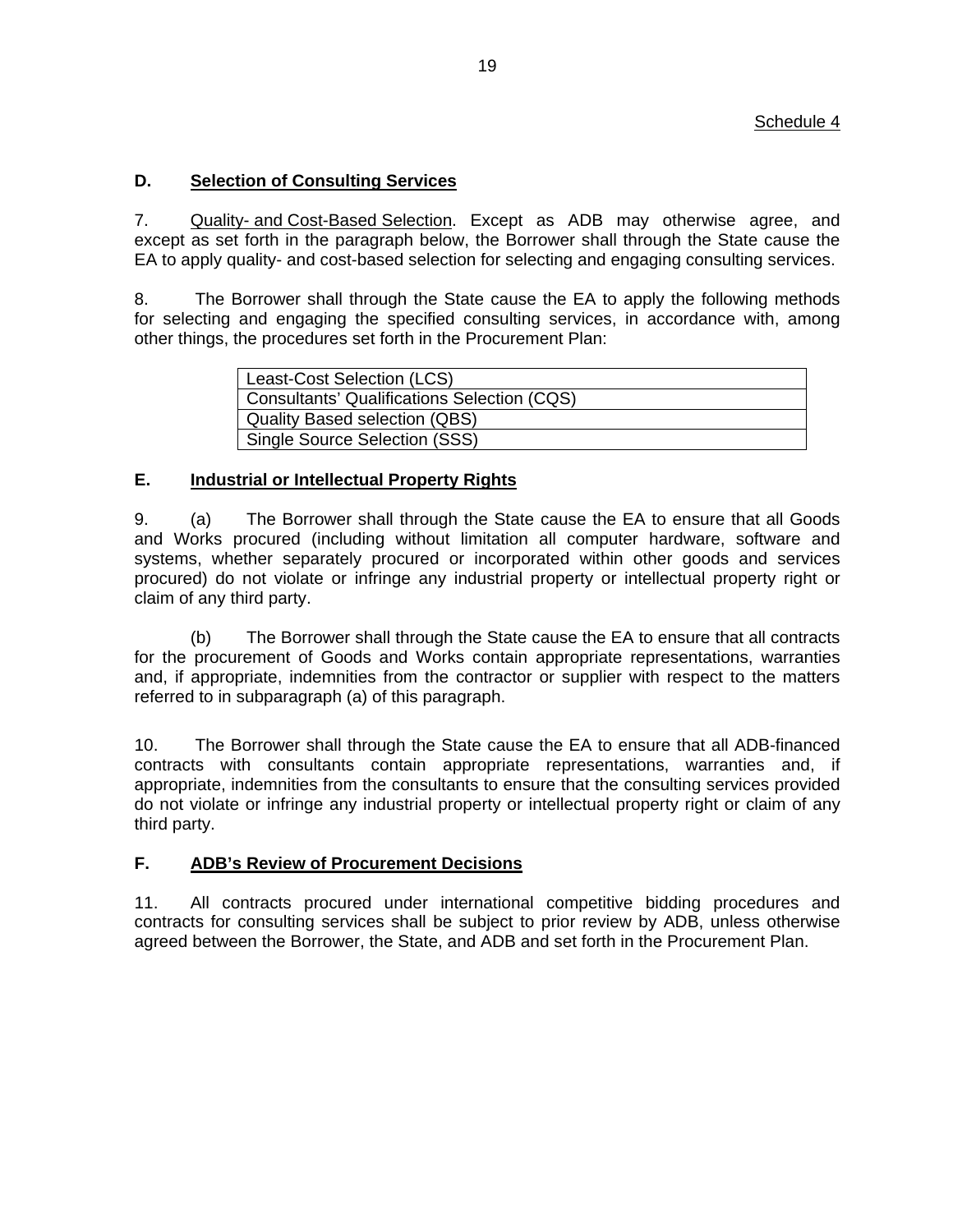Schedule 4

## D. Selection of Consulting Services

7. Quality- and Cost-Based Selection. Except as ADB may otherwise agree, and except as set forth in the paragraph below, the Borrower shall through the State cause the EA to apply quality- and cost-based selection for selecting and engaging consulting services.

8. The Borrower shall through the State cause the EA to apply the following methods for selecting and engaging the specified consulting services, in accordance with, among other things, the procedures set forth in the Procurement Plan:

| Least-Cost Selection (LCS) |
|---|
| Consultants' Qualifications Selection (CQS) |
| Quality Based selection (QBS) |
| Single Source Selection (SSS) |

## E. Industrial or Intellectual Property Rights

9. (a) The Borrower shall through the State cause the EA to ensure that all Goods and Works procured (including without limitation all computer hardware, software and systems, whether separately procured or incorporated within other goods and services procured) do not violate or infringe any industrial property or intellectual property right or claim of any third party.

(b) The Borrower shall through the State cause the EA to ensure that all contracts for the procurement of Goods and Works contain appropriate representations, warranties and, if appropriate, indemnities from the contractor or supplier with respect to the matters referred to in subparagraph (a) of this paragraph.

10. The Borrower shall through the State cause the EA to ensure that all ADB-financed contracts with consultants contain appropriate representations, warranties and, if appropriate, indemnities from the consultants to ensure that the consulting services provided do not violate or infringe any industrial property or intellectual property right or claim of any third party.

## F. ADB's Review of Procurement Decisions

11. All contracts procured under international competitive bidding procedures and contracts for consulting services shall be subject to prior review by ADB, unless otherwise agreed between the Borrower, the State, and ADB and set forth in the Procurement Plan.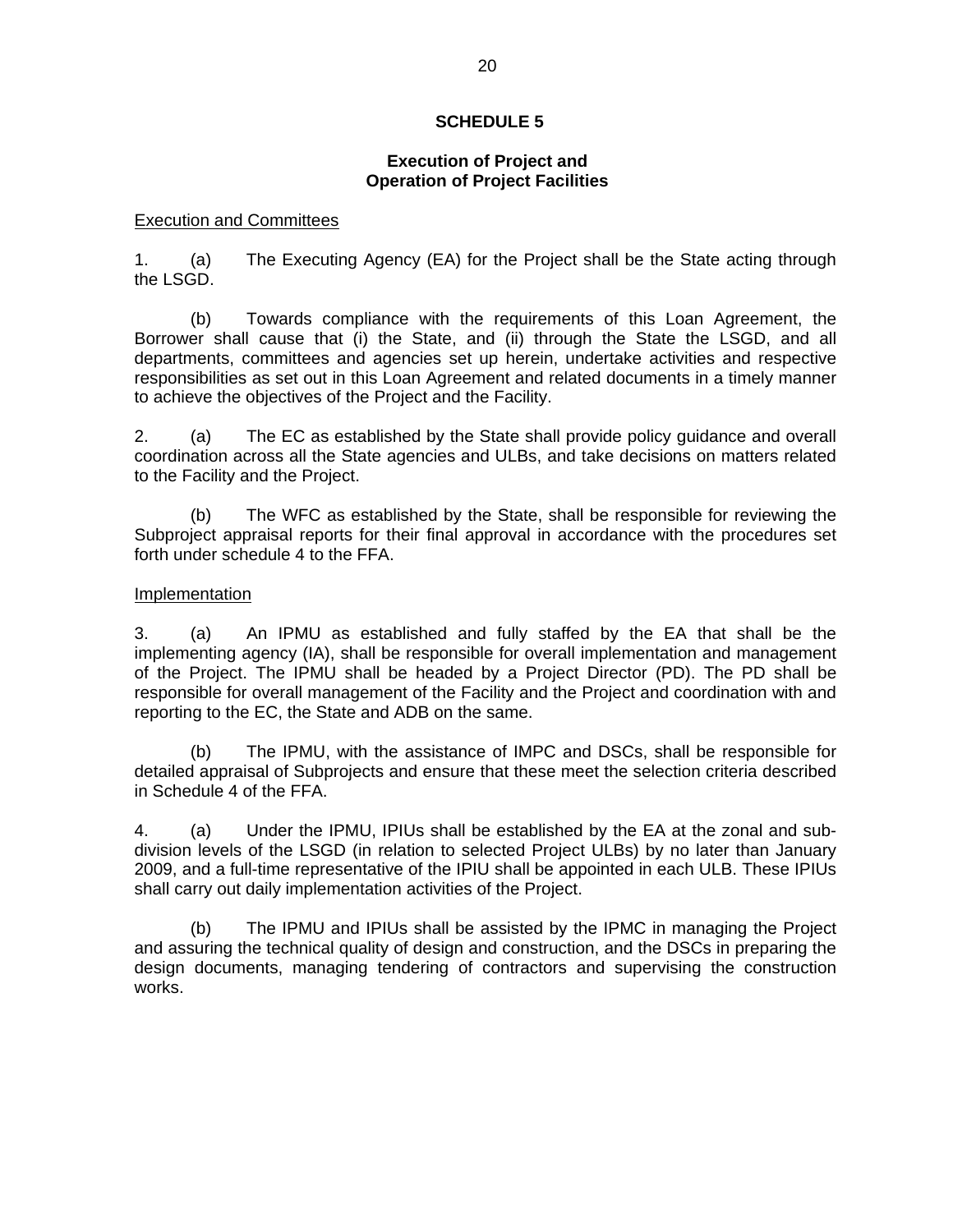## SCHEDULE 5

### Execution of Project and Operation of Project Facilities

Execution and Committees

1. (a) The Executing Agency (EA) for the Project shall be the State acting through the LSGD.

(b) Towards compliance with the requirements of this Loan Agreement, the Borrower shall cause that (i) the State, and (ii) through the State the LSGD, and all departments, committees and agencies set up herein, undertake activities and respective responsibilities as set out in this Loan Agreement and related documents in a timely manner to achieve the objectives of the Project and the Facility.

2. (a) The EC as established by the State shall provide policy guidance and overall coordination across all the State agencies and ULBs, and take decisions on matters related to the Facility and the Project.

(b) The WFC as established by the State, shall be responsible for reviewing the Subproject appraisal reports for their final approval in accordance with the procedures set forth under schedule 4 to the FFA.

Implementation

3. (a) An IPMU as established and fully staffed by the EA that shall be the implementing agency (IA), shall be responsible for overall implementation and management of the Project. The IPMU shall be headed by a Project Director (PD). The PD shall be responsible for overall management of the Facility and the Project and coordination with and reporting to the EC, the State and ADB on the same.

(b) The IPMU, with the assistance of IMPC and DSCs, shall be responsible for detailed appraisal of Subprojects and ensure that these meet the selection criteria described in Schedule 4 of the FFA.

4. (a) Under the IPMU, IPIUs shall be established by the EA at the zonal and sub-division levels of the LSGD (in relation to selected Project ULBs) by no later than January 2009, and a full-time representative of the IPIU shall be appointed in each ULB. These IPIUs shall carry out daily implementation activities of the Project.

(b) The IPMU and IPIUs shall be assisted by the IPMC in managing the Project and assuring the technical quality of design and construction, and the DSCs in preparing the design documents, managing tendering of contractors and supervising the construction works.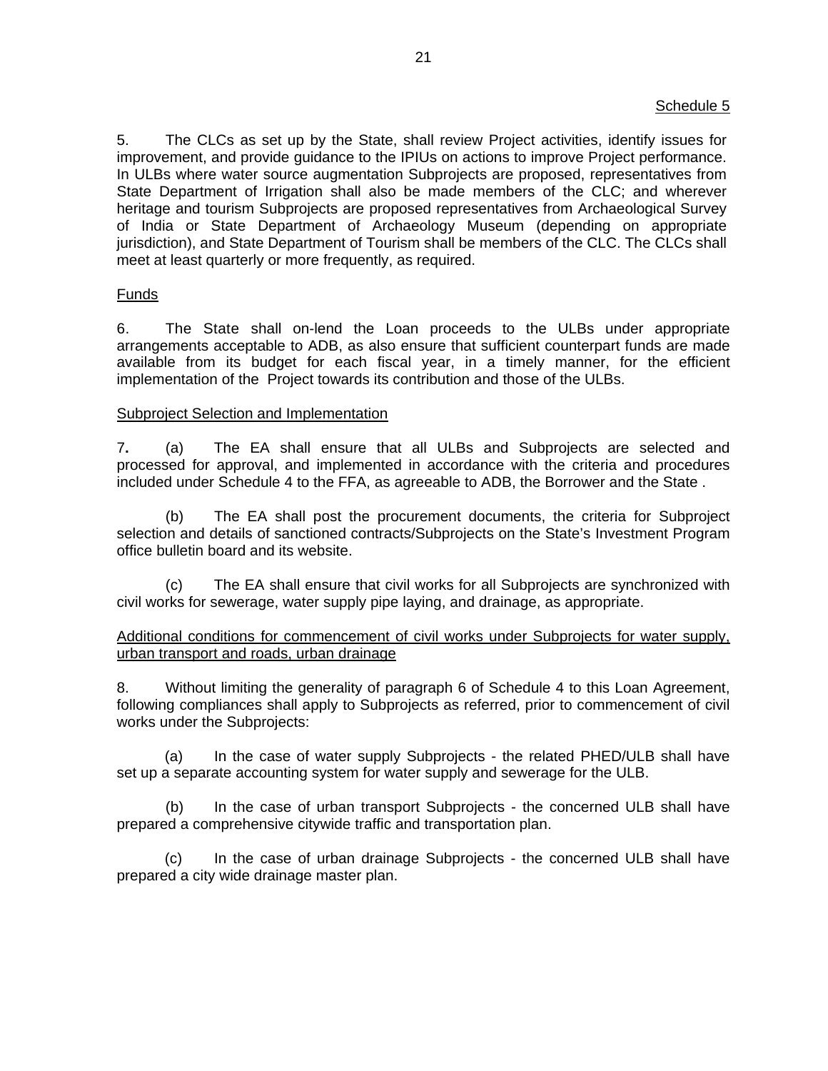Schedule 5

5. The CLCs as set up by the State, shall review Project activities, identify issues for improvement, and provide guidance to the IPIUs on actions to improve Project performance. In ULBs where water source augmentation Subprojects are proposed, representatives from State Department of Irrigation shall also be made members of the CLC; and wherever heritage and tourism Subprojects are proposed representatives from Archaeological Survey of India or State Department of Archaeology Museum (depending on appropriate jurisdiction), and State Department of Tourism shall be members of the CLC. The CLCs shall meet at least quarterly or more frequently, as required.

Funds

6. The State shall on-lend the Loan proceeds to the ULBs under appropriate arrangements acceptable to ADB, as also ensure that sufficient counterpart funds are made available from its budget for each fiscal year, in a timely manner, for the efficient implementation of the Project towards its contribution and those of the ULBs.

Subproject Selection and Implementation

7. (a) The EA shall ensure that all ULBs and Subprojects are selected and processed for approval, and implemented in accordance with the criteria and procedures included under Schedule 4 to the FFA, as agreeable to ADB, the Borrower and the State .

(b) The EA shall post the procurement documents, the criteria for Subproject selection and details of sanctioned contracts/Subprojects on the State's Investment Program office bulletin board and its website.

(c) The EA shall ensure that civil works for all Subprojects are synchronized with civil works for sewerage, water supply pipe laying, and drainage, as appropriate.

Additional conditions for commencement of civil works under Subprojects for water supply, urban transport and roads, urban drainage

8. Without limiting the generality of paragraph 6 of Schedule 4 to this Loan Agreement, following compliances shall apply to Subprojects as referred, prior to commencement of civil works under the Subprojects:

(a) In the case of water supply Subprojects - the related PHED/ULB shall have set up a separate accounting system for water supply and sewerage for the ULB.

(b) In the case of urban transport Subprojects - the concerned ULB shall have prepared a comprehensive citywide traffic and transportation plan.

(c) In the case of urban drainage Subprojects - the concerned ULB shall have prepared a city wide drainage master plan.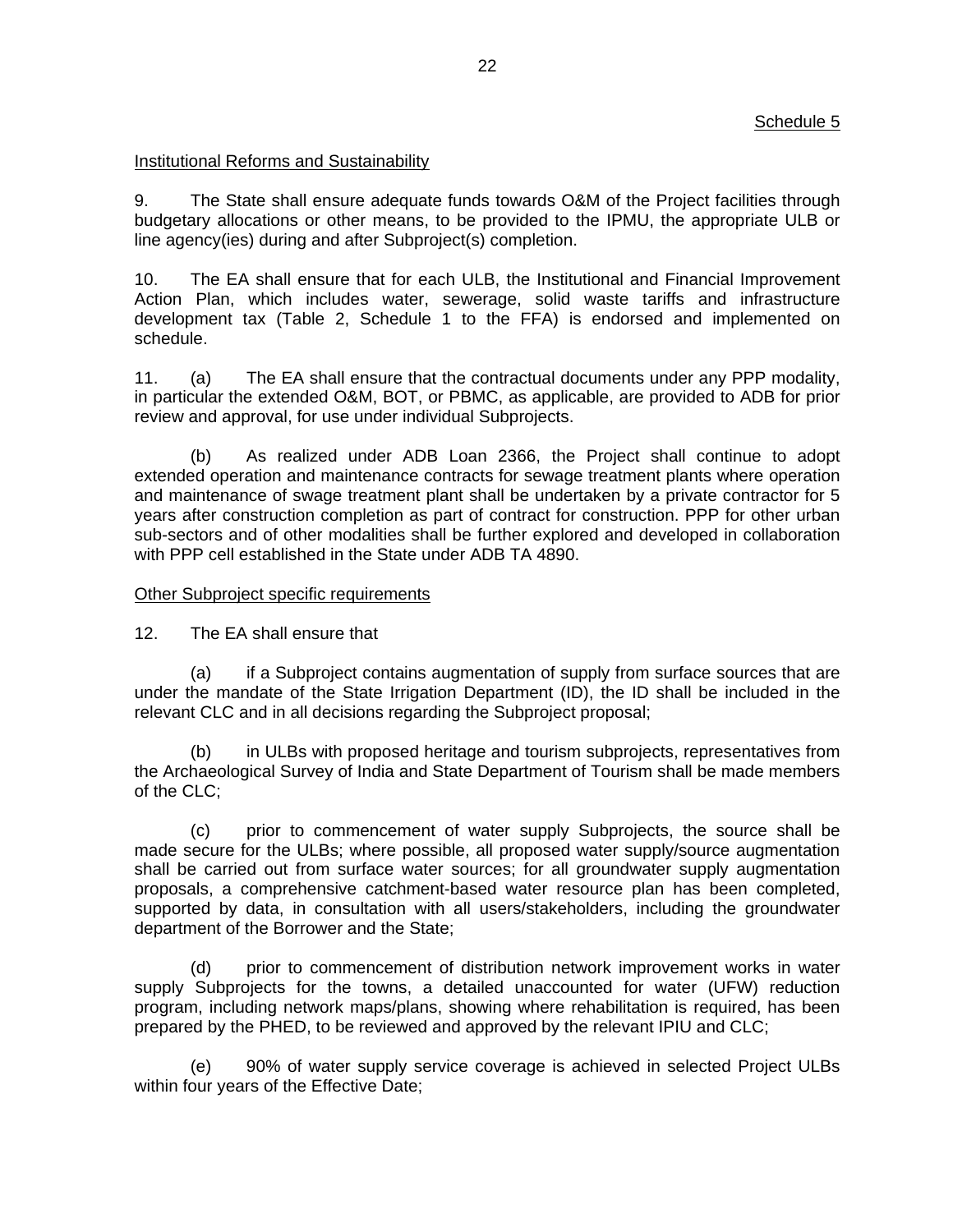Schedule 5

Institutional Reforms and Sustainability

9. The State shall ensure adequate funds towards O&M of the Project facilities through budgetary allocations or other means, to be provided to the IPMU, the appropriate ULB or line agency(ies) during and after Subproject(s) completion.

10. The EA shall ensure that for each ULB, the Institutional and Financial Improvement Action Plan, which includes water, sewerage, solid waste tariffs and infrastructure development tax (Table 2, Schedule 1 to the FFA) is endorsed and implemented on schedule.

11. (a) The EA shall ensure that the contractual documents under any PPP modality, in particular the extended O&M, BOT, or PBMC, as applicable, are provided to ADB for prior review and approval, for use under individual Subprojects.

(b) As realized under ADB Loan 2366, the Project shall continue to adopt extended operation and maintenance contracts for sewage treatment plants where operation and maintenance of swage treatment plant shall be undertaken by a private contractor for 5 years after construction completion as part of contract for construction. PPP for other urban sub-sectors and of other modalities shall be further explored and developed in collaboration with PPP cell established in the State under ADB TA 4890.

Other Subproject specific requirements

12. The EA shall ensure that

(a) if a Subproject contains augmentation of supply from surface sources that are under the mandate of the State Irrigation Department (ID), the ID shall be included in the relevant CLC and in all decisions regarding the Subproject proposal;

(b) in ULBs with proposed heritage and tourism subprojects, representatives from the Archaeological Survey of India and State Department of Tourism shall be made members of the CLC;

(c) prior to commencement of water supply Subprojects, the source shall be made secure for the ULBs; where possible, all proposed water supply/source augmentation shall be carried out from surface water sources; for all groundwater supply augmentation proposals, a comprehensive catchment-based water resource plan has been completed, supported by data, in consultation with all users/stakeholders, including the groundwater department of the Borrower and the State;

(d) prior to commencement of distribution network improvement works in water supply Subprojects for the towns, a detailed unaccounted for water (UFW) reduction program, including network maps/plans, showing where rehabilitation is required, has been prepared by the PHED, to be reviewed and approved by the relevant IPIU and CLC;

(e) 90% of water supply service coverage is achieved in selected Project ULBs within four years of the Effective Date;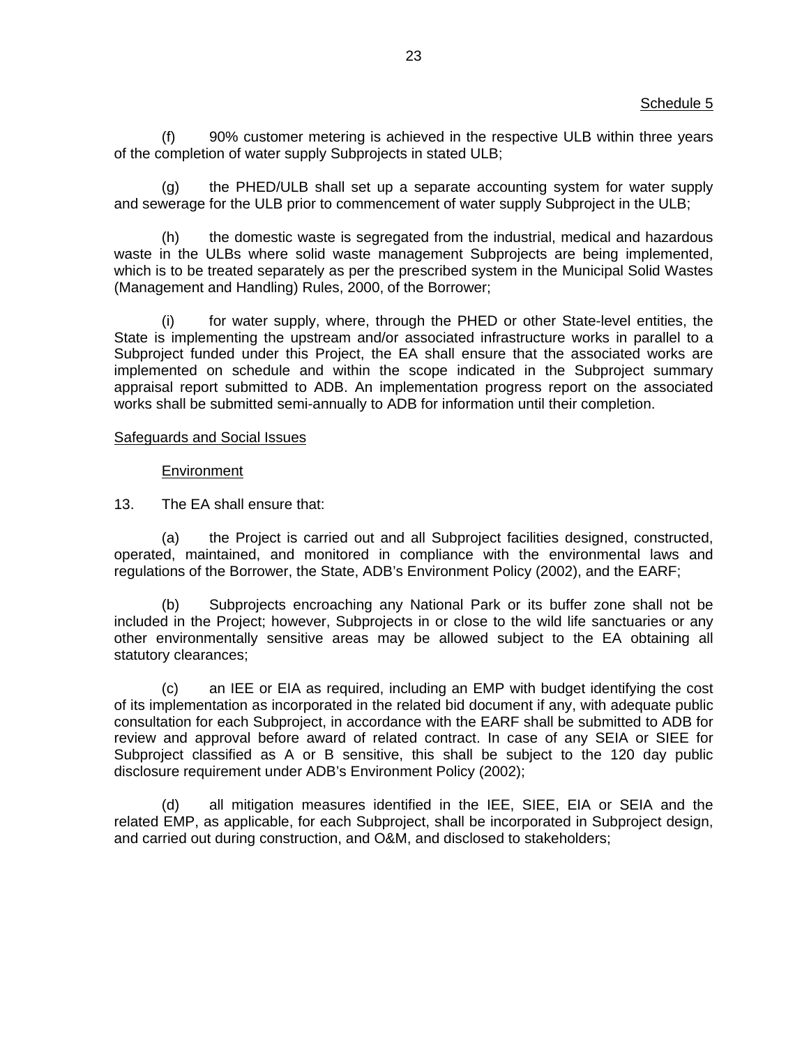Schedule 5

(f) 90% customer metering is achieved in the respective ULB within three years of the completion of water supply Subprojects in stated ULB;

(g) the PHED/ULB shall set up a separate accounting system for water supply and sewerage for the ULB prior to commencement of water supply Subproject in the ULB;

(h) the domestic waste is segregated from the industrial, medical and hazardous waste in the ULBs where solid waste management Subprojects are being implemented, which is to be treated separately as per the prescribed system in the Municipal Solid Wastes (Management and Handling) Rules, 2000, of the Borrower;

(i) for water supply, where, through the PHED or other State-level entities, the State is implementing the upstream and/or associated infrastructure works in parallel to a Subproject funded under this Project, the EA shall ensure that the associated works are implemented on schedule and within the scope indicated in the Subproject summary appraisal report submitted to ADB. An implementation progress report on the associated works shall be submitted semi-annually to ADB for information until their completion.

<u>Safeguards and Social Issues</u>

<u>Environment</u>

13. The EA shall ensure that:

(a) the Project is carried out and all Subproject facilities designed, constructed, operated, maintained, and monitored in compliance with the environmental laws and regulations of the Borrower, the State, ADB's Environment Policy (2002), and the EARF;

(b) Subprojects encroaching any National Park or its buffer zone shall not be included in the Project; however, Subprojects in or close to the wild life sanctuaries or any other environmentally sensitive areas may be allowed subject to the EA obtaining all statutory clearances;

(c) an IEE or EIA as required, including an EMP with budget identifying the cost of its implementation as incorporated in the related bid document if any, with adequate public consultation for each Subproject, in accordance with the EARF shall be submitted to ADB for review and approval before award of related contract. In case of any SEIA or SIEE for Subproject classified as A or B sensitive, this shall be subject to the 120 day public disclosure requirement under ADB's Environment Policy (2002);

(d) all mitigation measures identified in the IEE, SIEE, EIA or SEIA and the related EMP, as applicable, for each Subproject, shall be incorporated in Subproject design, and carried out during construction, and O&M, and disclosed to stakeholders;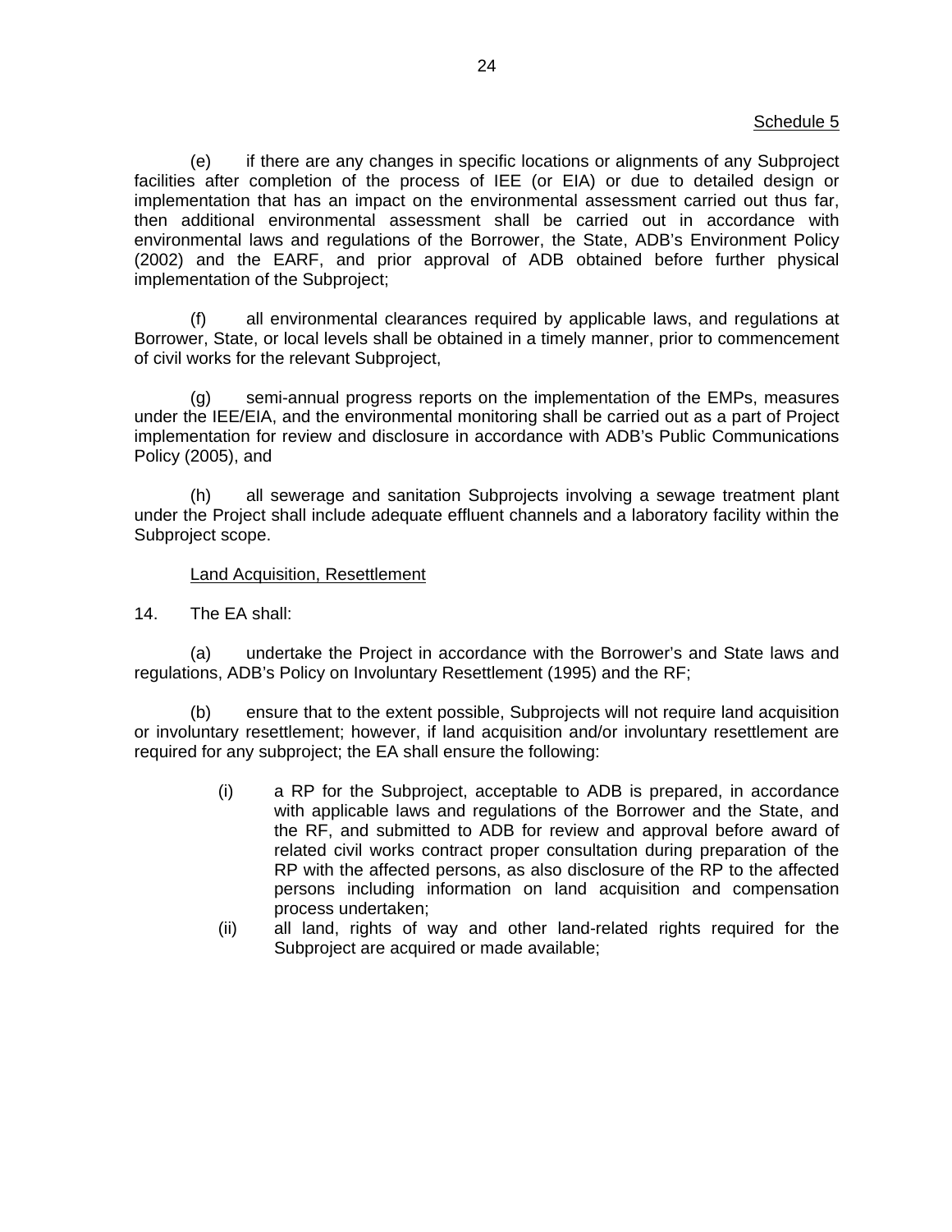Schedule 5

(e) if there are any changes in specific locations or alignments of any Subproject facilities after completion of the process of IEE (or EIA) or due to detailed design or implementation that has an impact on the environmental assessment carried out thus far, then additional environmental assessment shall be carried out in accordance with environmental laws and regulations of the Borrower, the State, ADB's Environment Policy (2002) and the EARF, and prior approval of ADB obtained before further physical implementation of the Subproject;

(f) all environmental clearances required by applicable laws, and regulations at Borrower, State, or local levels shall be obtained in a timely manner, prior to commencement of civil works for the relevant Subproject,

(g) semi-annual progress reports on the implementation of the EMPs, measures under the IEE/EIA, and the environmental monitoring shall be carried out as a part of Project implementation for review and disclosure in accordance with ADB's Public Communications Policy (2005), and

(h) all sewerage and sanitation Subprojects involving a sewage treatment plant under the Project shall include adequate effluent channels and a laboratory facility within the Subproject scope.

Land Acquisition, Resettlement

14. The EA shall:

(a) undertake the Project in accordance with the Borrower's and State laws and regulations, ADB's Policy on Involuntary Resettlement (1995) and the RF;

(b) ensure that to the extent possible, Subprojects will not require land acquisition or involuntary resettlement; however, if land acquisition and/or involuntary resettlement are required for any subproject; the EA shall ensure the following:

- (i) a RP for the Subproject, acceptable to ADB is prepared, in accordance with applicable laws and regulations of the Borrower and the State, and the RF, and submitted to ADB for review and approval before award of related civil works contract proper consultation during preparation of the RP with the affected persons, as also disclosure of the RP to the affected persons including information on land acquisition and compensation process undertaken;
- (ii) all land, rights of way and other land-related rights required for the Subproject are acquired or made available;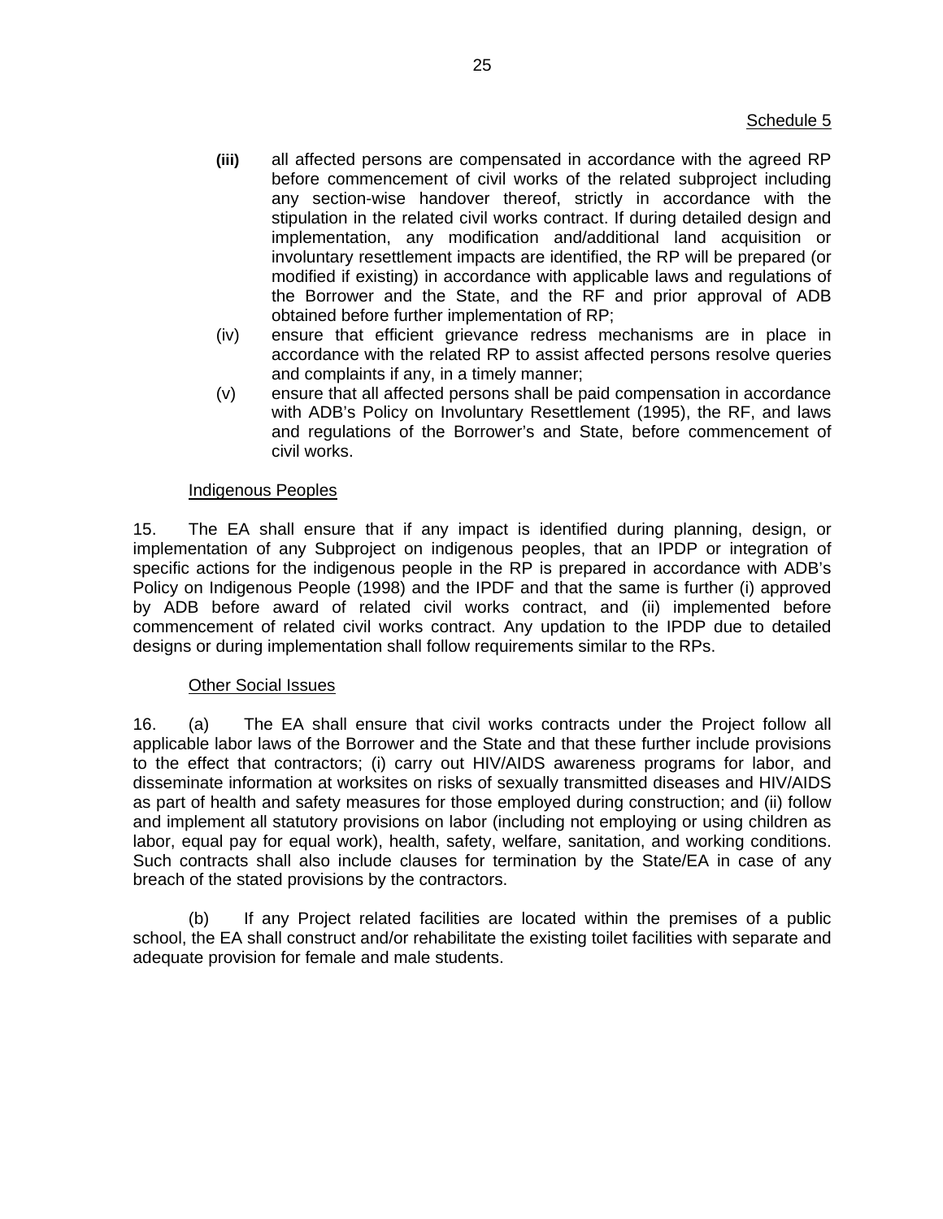Schedule 5

**(iii)** all affected persons are compensated in accordance with the agreed RP before commencement of civil works of the related subproject including any section-wise handover thereof, strictly in accordance with the stipulation in the related civil works contract. If during detailed design and implementation, any modification and/additional land acquisition or involuntary resettlement impacts are identified, the RP will be prepared (or modified if existing) in accordance with applicable laws and regulations of the Borrower and the State, and the RF and prior approval of ADB obtained before further implementation of RP;

(iv) ensure that efficient grievance redress mechanisms are in place in accordance with the related RP to assist affected persons resolve queries and complaints if any, in a timely manner;

(v) ensure that all affected persons shall be paid compensation in accordance with ADB's Policy on Involuntary Resettlement (1995), the RF, and laws and regulations of the Borrower's and State, before commencement of civil works.

Indigenous Peoples

15. The EA shall ensure that if any impact is identified during planning, design, or implementation of any Subproject on indigenous peoples, that an IPDP or integration of specific actions for the indigenous people in the RP is prepared in accordance with ADB's Policy on Indigenous People (1998) and the IPDF and that the same is further (i) approved by ADB before award of related civil works contract, and (ii) implemented before commencement of related civil works contract. Any updation to the IPDP due to detailed designs or during implementation shall follow requirements similar to the RPs.

Other Social Issues

16. (a) The EA shall ensure that civil works contracts under the Project follow all applicable labor laws of the Borrower and the State and that these further include provisions to the effect that contractors; (i) carry out HIV/AIDS awareness programs for labor, and disseminate information at worksites on risks of sexually transmitted diseases and HIV/AIDS as part of health and safety measures for those employed during construction; and (ii) follow and implement all statutory provisions on labor (including not employing or using children as labor, equal pay for equal work), health, safety, welfare, sanitation, and working conditions. Such contracts shall also include clauses for termination by the State/EA in case of any breach of the stated provisions by the contractors.

(b) If any Project related facilities are located within the premises of a public school, the EA shall construct and/or rehabilitate the existing toilet facilities with separate and adequate provision for female and male students.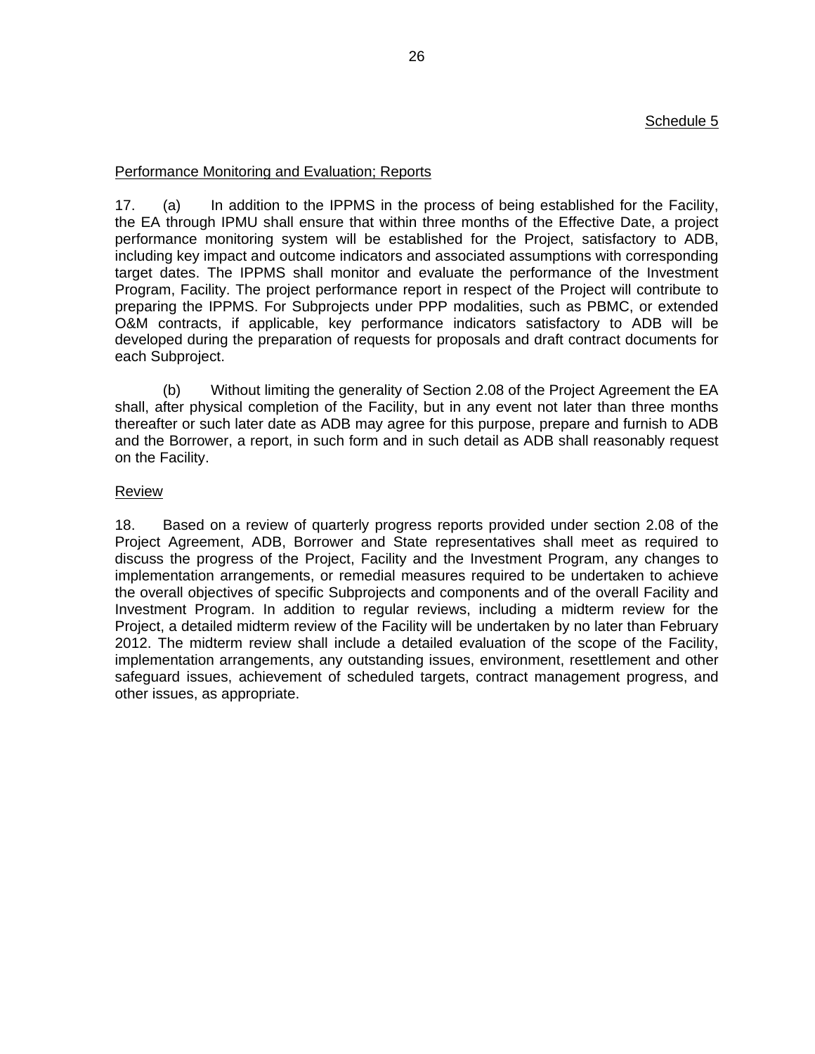Schedule 5

Performance Monitoring and Evaluation; Reports

17. (a) In addition to the IPPMS in the process of being established for the Facility, the EA through IPMU shall ensure that within three months of the Effective Date, a project performance monitoring system will be established for the Project, satisfactory to ADB, including key impact and outcome indicators and associated assumptions with corresponding target dates. The IPPMS shall monitor and evaluate the performance of the Investment Program, Facility. The project performance report in respect of the Project will contribute to preparing the IPPMS. For Subprojects under PPP modalities, such as PBMC, or extended O&M contracts, if applicable, key performance indicators satisfactory to ADB will be developed during the preparation of requests for proposals and draft contract documents for each Subproject.

(b) Without limiting the generality of Section 2.08 of the Project Agreement the EA shall, after physical completion of the Facility, but in any event not later than three months thereafter or such later date as ADB may agree for this purpose, prepare and furnish to ADB and the Borrower, a report, in such form and in such detail as ADB shall reasonably request on the Facility.

Review

18. Based on a review of quarterly progress reports provided under section 2.08 of the Project Agreement, ADB, Borrower and State representatives shall meet as required to discuss the progress of the Project, Facility and the Investment Program, any changes to implementation arrangements, or remedial measures required to be undertaken to achieve the overall objectives of specific Subprojects and components and of the overall Facility and Investment Program. In addition to regular reviews, including a midterm review for the Project, a detailed midterm review of the Facility will be undertaken by no later than February 2012. The midterm review shall include a detailed evaluation of the scope of the Facility, implementation arrangements, any outstanding issues, environment, resettlement and other safeguard issues, achievement of scheduled targets, contract management progress, and other issues, as appropriate.